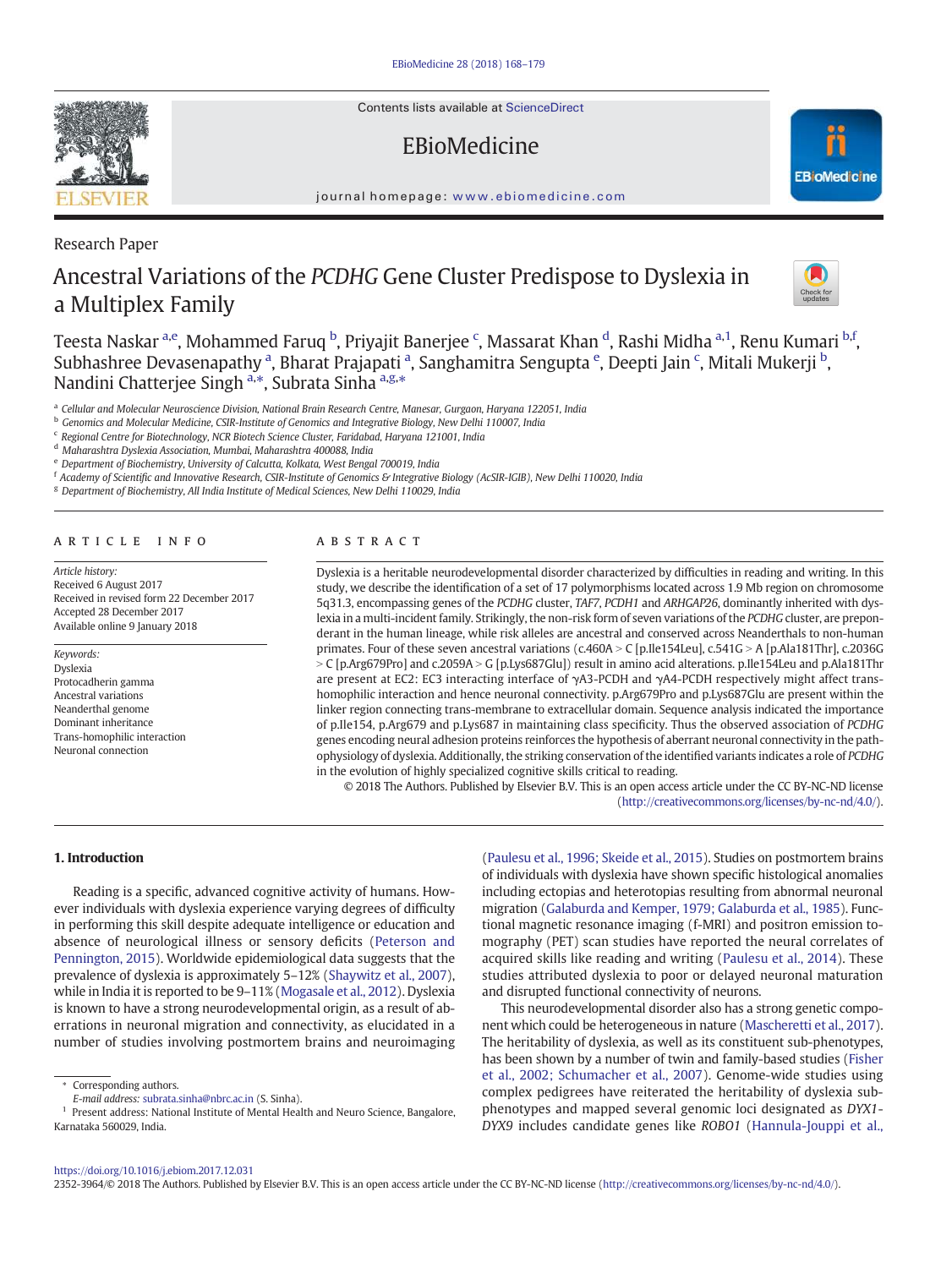Research Paper

# Ancestral Variations of the *PCDHG* Gene Cluster Predispose to Dyslexia in a Multiplex Family

Teesta Naskar [a,e], Mohammed Faruq [b], Priyajit Banerjee [c], Massarat Khan [d], Rashi Midha [a,1], Renu Kumari [b,f], Subhashree Devasenapathy [a], Bharat Prajapati [a], Sanghamitra Sengupta [e], Deepti Jain [c], Mitali Mukerji [b], Nandini Chatterjee Singh [a,*], Subrata Sinha [a,g,*]

[a] Cellular and Molecular Neuroscience Division, National Brain Research Centre, Manesar, Gurgaon, Haryana 122051, India
[b] Genomics and Molecular Medicine, CSIR-Institute of Genomics and Integrative Biology, New Delhi 110007, India
[c] Regional Centre for Biotechnology, NCR Biotech Science Cluster, Faridabad, Haryana 121001, India
[d] Maharashtra Dyslexia Association, Mumbai, Maharashtra 400088, India
[e] Department of Biochemistry, University of Calcutta, Kolkata, West Bengal 700019, India
[f] Academy of Scientific and Innovative Research, CSIR-Institute of Genomics & Integrative Biology (AcSIR-IGIB), New Delhi 110020, India
[g] Department of Biochemistry, All India Institute of Medical Sciences, New Delhi 110029, India

## ARTICLE INFO

*Article history:*
Received 6 August 2017
Received in revised form 22 December 2017
Accepted 28 December 2017
Available online 9 January 2018

*Keywords:*
Dyslexia
Protocadherin gamma
Ancestral variations
Neanderthal genome
Dominant inheritance
Trans-homophilic interaction
Neuronal connection

## ABSTRACT

Dyslexia is a heritable neurodevelopmental disorder characterized by difficulties in reading and writing. In this study, we describe the identification of a set of 17 polymorphisms located across 1.9 Mb region on chromosome 5q31.3, encompassing genes of the *PCDHG* cluster, *TAF7*, *PCDH1* and *ARHGAP26*, dominantly inherited with dyslexia in a multi-incident family. Strikingly, the non-risk form of seven variations of the *PCDHG* cluster, are preponderant in the human lineage, while risk alleles are ancestral and conserved across Neanderthals to non-human primates. Four of these seven ancestral variations (c.460A > C [p.Ile154Leu], c.541G > A [p.Ala181Thr], c.2036G > C [p.Arg679Pro] and c.2059A > G [p.Lys687Glu]) result in amino acid alterations. p.Ile154Leu and p.Ala181Thr are present at EC2: EC3 interacting interface of γA3-PCDH and γA4-PCDH respectively might affect trans-homophilic interaction and hence neuronal connectivity. p.Arg679Pro and p.Lys687Glu are present within the linker region connecting trans-membrane to extracellular domain. Sequence analysis indicated the importance of p.Ile154, p.Arg679 and p.Lys687 in maintaining class specificity. Thus the observed association of *PCDHG* genes encoding neural adhesion proteins reinforces the hypothesis of aberrant neuronal connectivity in the pathophysiology of dyslexia. Additionally, the striking conservation of the identified variants indicates a role of *PCDHG* in the evolution of highly specialized cognitive skills critical to reading.

© 2018 The Authors. Published by Elsevier B.V. This is an open access article under the CC BY-NC-ND license (http://creativecommons.org/licenses/by-nc-nd/4.0/).

## 1. Introduction

Reading is a specific, advanced cognitive activity of humans. However individuals with dyslexia experience varying degrees of difficulty in performing this skill despite adequate intelligence or education and absence of neurological illness or sensory deficits (Peterson and Pennington, 2015). Worldwide epidemiological data suggests that the prevalence of dyslexia is approximately 5–12% (Shaywitz et al., 2007), while in India it is reported to be 9–11% (Mogasale et al., 2012). Dyslexia is known to have a strong neurodevelopmental origin, as a result of aberrations in neuronal migration and connectivity, as elucidated in a number of studies involving postmortem brains and neuroimaging (Paulesu et al., 1996; Skeide et al., 2015). Studies on postmortem brains of individuals with dyslexia have shown specific histological anomalies including ectopias and heterotopias resulting from abnormal neuronal migration (Galaburda and Kemper, 1979; Galaburda et al., 1985). Functional magnetic resonance imaging (f-MRI) and positron emission tomography (PET) scan studies have reported the neural correlates of acquired skills like reading and writing (Paulesu et al., 2014). These studies attributed dyslexia to poor or delayed neuronal maturation and disrupted functional connectivity of neurons.

This neurodevelopmental disorder also has a strong genetic component which could be heterogeneous in nature (Mascheretti et al., 2017). The heritability of dyslexia, as well as its constituent sub-phenotypes, has been shown by a number of twin and family-based studies (Fisher et al., 2002; Schumacher et al., 2007). Genome-wide studies using complex pedigrees have reiterated the heritability of dyslexia sub-phenotypes and mapped several genomic loci designated as *DYX1*-*DYX9* includes candidate genes like *ROBO1* (Hannula-Jouppi et al.,

\* Corresponding authors.
*E-mail address:* subrata.sinha@nbrc.ac.in (S. Sinha).
[1] Present address: National Institute of Mental Health and Neuro Science, Bangalore, Karnataka 560029, India.

https://doi.org/10.1016/j.ebiom.2017.12.031
2352-3964/© 2018 The Authors. Published by Elsevier B.V. This is an open access article under the CC BY-NC-ND license (http://creativecommons.org/licenses/by-nc-nd/4.0/).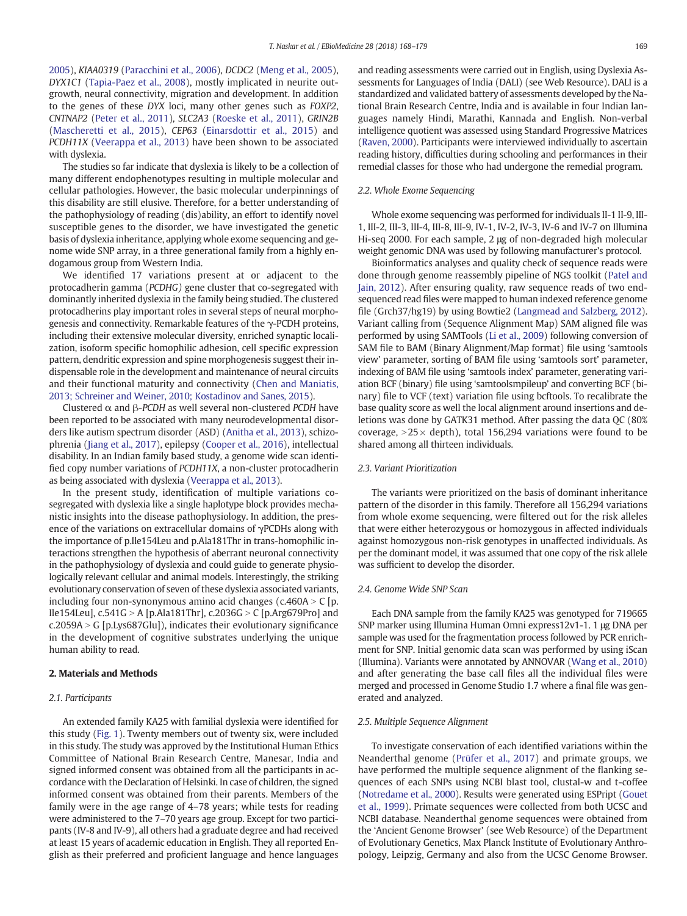2005), *KIAA0319* (Paracchini et al., 2006), *DCDC2* (Meng et al., 2005), *DYX1C1* (Tapia-Paez et al., 2008), mostly implicated in neurite outgrowth, neural connectivity, migration and development. In addition to the genes of these *DYX* loci, many other genes such as *FOXP2*, *CNTNAP2* (Peter et al., 2011), *SLC2A3* (Roeske et al., 2011), *GRIN2B* (Mascheretti et al., 2015), *CEP63* (Einarsdottir et al., 2015) and *PCDH11X* (Veerappa et al., 2013) have been shown to be associated with dyslexia.

The studies so far indicate that dyslexia is likely to be a collection of many different endophenotypes resulting in multiple molecular and cellular pathologies. However, the basic molecular underpinnings of this disability are still elusive. Therefore, for a better understanding of the pathophysiology of reading (dis)ability, an effort to identify novel susceptible genes to the disorder, we have investigated the genetic basis of dyslexia inheritance, applying whole exome sequencing and genome wide SNP array, in a three generational family from a highly endogamous group from Western India.

We identified 17 variations present at or adjacent to the protocadherin gamma (*PCDHG*) gene cluster that co-segregated with dominantly inherited dyslexia in the family being studied. The clustered protocadherins play important roles in several steps of neural morphogenesis and connectivity. Remarkable features of the γ-PCDH proteins, including their extensive molecular diversity, enriched synaptic localization, isoform specific homophilic adhesion, cell specific expression pattern, dendritic expression and spine morphogenesis suggest their indispensable role in the development and maintenance of neural circuits and their functional maturity and connectivity (Chen and Maniatis, 2013; Schreiner and Weiner, 2010; Kostadinov and Sanes, 2015).

Clustered α and β-*PCDH* as well several non-clustered *PCDH* have been reported to be associated with many neurodevelopmental disorders like autism spectrum disorder (ASD) (Anitha et al., 2013), schizophrenia (Jiang et al., 2017), epilepsy (Cooper et al., 2016), intellectual disability. In an Indian family based study, a genome wide scan identified copy number variations of *PCDH11X*, a non-cluster protocadherin as being associated with dyslexia (Veerappa et al., 2013).

In the present study, identification of multiple variations co-segregated with dyslexia like a single haplotype block provides mechanistic insights into the disease pathophysiology. In addition, the presence of the variations on extracellular domains of γPCDHs along with the importance of p.Ile154Leu and p.Ala181Thr in trans-homophilic interactions strengthen the hypothesis of aberrant neuronal connectivity in the pathophysiology of dyslexia and could guide to generate physiologically relevant cellular and animal models. Interestingly, the striking evolutionary conservation of seven of these dyslexia associated variants, including four non-synonymous amino acid changes (c.460A > C [p. Ile154Leu], c.541G > A [p.Ala181Thr], c.2036G > C [p.Arg679Pro] and c.2059A > G [p.Lys687Glu]), indicates their evolutionary significance in the development of cognitive substrates underlying the unique human ability to read.

## 2. Materials and Methods

### 2.1. Participants

An extended family KA25 with familial dyslexia were identified for this study (Fig. 1). Twenty members out of twenty six, were included in this study. The study was approved by the Institutional Human Ethics Committee of National Brain Research Centre, Manesar, India and signed informed consent was obtained from all the participants in accordance with the Declaration of Helsinki. In case of children, the signed informed consent was obtained from their parents. Members of the family were in the age range of 4–78 years; while tests for reading were administered to the 7–70 years age group. Except for two participants (IV-8 and IV-9), all others had a graduate degree and had received at least 15 years of academic education in English. They all reported English as their preferred and proficient language and hence languages and reading assessments were carried out in English, using Dyslexia Assessments for Languages of India (DALI) (see Web Resource). DALI is a standardized and validated battery of assessments developed by the National Brain Research Centre, India and is available in four Indian languages namely Hindi, Marathi, Kannada and English. Non-verbal intelligence quotient was assessed using Standard Progressive Matrices (Raven, 2000). Participants were interviewed individually to ascertain reading history, difficulties during schooling and performances in their remedial classes for those who had undergone the remedial program.

### 2.2. Whole Exome Sequencing

Whole exome sequencing was performed for individuals II-1 II-9, III-1, III-2, III-3, III-4, III-8, III-9, IV-1, IV-2, IV-3, IV-6 and IV-7 on Illumina Hi-seq 2000. For each sample, 2 μg of non-degraded high molecular weight genomic DNA was used by following manufacturer's protocol.

Bioinformatics analyses and quality check of sequence reads were done through genome reassembly pipeline of NGS toolkit (Patel and Jain, 2012). After ensuring quality, raw sequence reads of two end-sequenced read files were mapped to human indexed reference genome file (Grch37/hg19) by using Bowtie2 (Langmead and Salzberg, 2012). Variant calling from (Sequence Alignment Map) SAM aligned file was performed by using SAMTools (Li et al., 2009) following conversion of SAM file to BAM (Binary Alignment/Map format) file using 'samtools view' parameter, sorting of BAM file using 'samtools sort' parameter, indexing of BAM file using 'samtools index' parameter, generating variation BCF (binary) file using 'samtoolsmpileup' and converting BCF (binary) file to VCF (text) variation file using bcftools. To recalibrate the base quality score as well the local alignment around insertions and deletions was done by GATK31 method. After passing the data QC (80% coverage, >25× depth), total 156,294 variations were found to be shared among all thirteen individuals.

### 2.3. Variant Prioritization

The variants were prioritized on the basis of dominant inheritance pattern of the disorder in this family. Therefore all 156,294 variations from whole exome sequencing, were filtered out for the risk alleles that were either heterozygous or homozygous in affected individuals against homozygous non-risk genotypes in unaffected individuals. As per the dominant model, it was assumed that one copy of the risk allele was sufficient to develop the disorder.

### 2.4. Genome Wide SNP Scan

Each DNA sample from the family KA25 was genotyped for 719665 SNP marker using Illumina Human Omni express12v1-1. 1 μg DNA per sample was used for the fragmentation process followed by PCR enrichment for SNP. Initial genomic data scan was performed by using iScan (Illumina). Variants were annotated by ANNOVAR (Wang et al., 2010) and after generating the base call files all the individual files were merged and processed in Genome Studio 1.7 where a final file was generated and analyzed.

### 2.5. Multiple Sequence Alignment

To investigate conservation of each identified variations within the Neanderthal genome (Prüfer et al., 2017) and primate groups, we have performed the multiple sequence alignment of the flanking sequences of each SNPs using NCBI blast tool, clustal-w and t-coffee (Notredame et al., 2000). Results were generated using ESPript (Gouet et al., 1999). Primate sequences were collected from both UCSC and NCBI database. Neanderthal genome sequences were obtained from the 'Ancient Genome Browser' (see Web Resource) of the Department of Evolutionary Genetics, Max Planck Institute of Evolutionary Anthropology, Leipzig, Germany and also from the UCSC Genome Browser.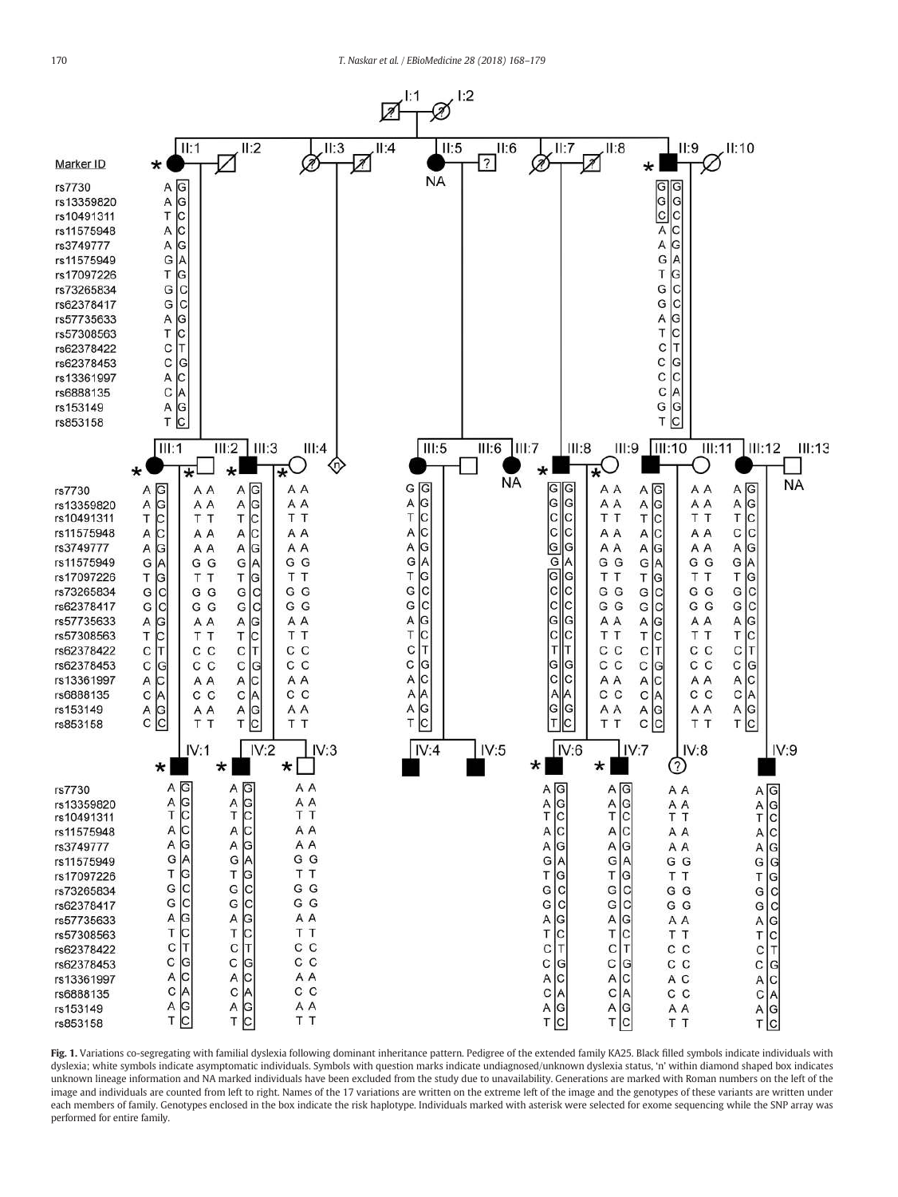Fig. 1. Variations co-segregating with familial dyslexia following dominant inheritance pattern. Pedigree of the extended family KA25. Black filled symbols indicate individuals with dyslexia; white symbols indicate asymptomatic individuals. Symbols with question marks indicate undiagnosed/unknown dyslexia status, 'n' within diamond shaped box indicates unknown lineage information and NA marked individuals have been excluded from the study due to unavailability. Generations are marked with Roman numbers on the left of the image and individuals are counted from left to right. Names of the 17 variations are written on the extreme left of the image and the genotypes of these variants are written under each members of family. Genotypes enclosed in the box indicate the risk haplotype. Individuals marked with asterisk were selected for exome sequencing while the SNP array was performed for entire family.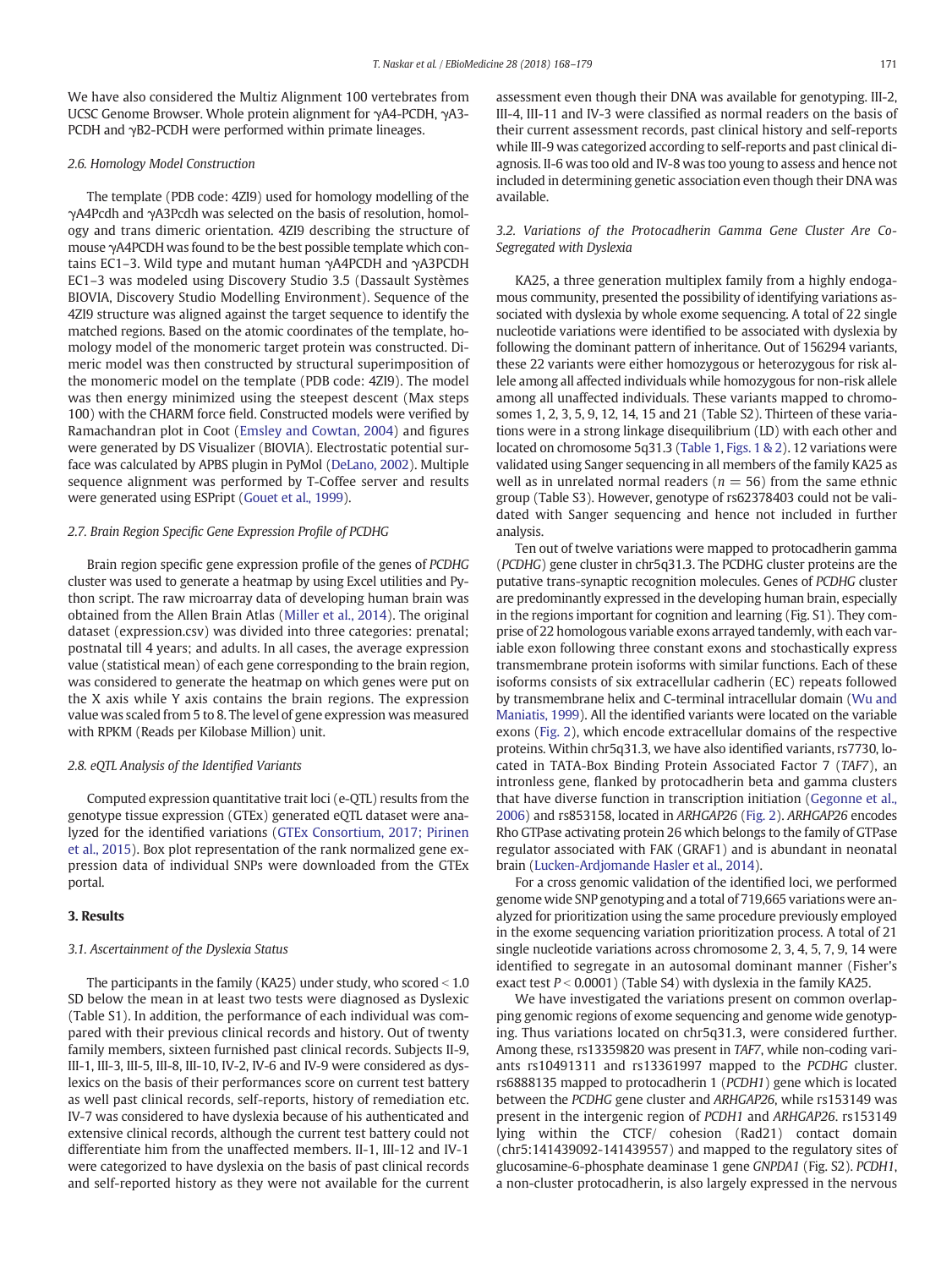We have also considered the Multiz Alignment 100 vertebrates from UCSC Genome Browser. Whole protein alignment for γA4-PCDH, γA3-PCDH and γB2-PCDH were performed within primate lineages.

### 2.6. Homology Model Construction

The template (PDB code: 4ZI9) used for homology modelling of the γA4Pcdh and γA3Pcdh was selected on the basis of resolution, homology and trans dimeric orientation. 4ZI9 describing the structure of mouse γA4PCDH was found to be the best possible template which contains EC1–3. Wild type and mutant human γA4PCDH and γA3PCDH EC1–3 was modeled using Discovery Studio 3.5 (Dassault Systèmes BIOVIA, Discovery Studio Modelling Environment). Sequence of the 4ZI9 structure was aligned against the target sequence to identify the matched regions. Based on the atomic coordinates of the template, homology model of the monomeric target protein was constructed. Dimeric model was then constructed by structural superimposition of the monomeric model on the template (PDB code: 4ZI9). The model was then energy minimized using the steepest descent (Max steps 100) with the CHARM force field. Constructed models were verified by Ramachandran plot in Coot (Emsley and Cowtan, 2004) and figures were generated by DS Visualizer (BIOVIA). Electrostatic potential surface was calculated by APBS plugin in PyMol (DeLano, 2002). Multiple sequence alignment was performed by T-Coffee server and results were generated using ESPript (Gouet et al., 1999).

### 2.7. Brain Region Specific Gene Expression Profile of PCDHG

Brain region specific gene expression profile of the genes of *PCDHG* cluster was used to generate a heatmap by using Excel utilities and Python script. The raw microarray data of developing human brain was obtained from the Allen Brain Atlas (Miller et al., 2014). The original dataset (expression.csv) was divided into three categories: prenatal; postnatal till 4 years; and adults. In all cases, the average expression value (statistical mean) of each gene corresponding to the brain region, was considered to generate the heatmap on which genes were put on the X axis while Y axis contains the brain regions. The expression value was scaled from 5 to 8. The level of gene expression was measured with RPKM (Reads per Kilobase Million) unit.

### 2.8. eQTL Analysis of the Identified Variants

Computed expression quantitative trait loci (e-QTL) results from the genotype tissue expression (GTEx) generated eQTL dataset were analyzed for the identified variations (GTEx Consortium, 2017; Pirinen et al., 2015). Box plot representation of the rank normalized gene expression data of individual SNPs were downloaded from the GTEx portal.

## 3. Results

### 3.1. Ascertainment of the Dyslexia Status

The participants in the family (KA25) under study, who scored < 1.0 SD below the mean in at least two tests were diagnosed as Dyslexic (Table S1). In addition, the performance of each individual was compared with their previous clinical records and history. Out of twenty family members, sixteen furnished past clinical records. Subjects II-9, III-1, III-3, III-5, III-8, III-10, IV-2, IV-6 and IV-9 were considered as dyslexics on the basis of their performances score on current test battery as well past clinical records, self-reports, history of remediation etc. IV-7 was considered to have dyslexia because of his authenticated and extensive clinical records, although the current test battery could not differentiate him from the unaffected members. II-1, III-12 and IV-1 were categorized to have dyslexia on the basis of past clinical records and self-reported history as they were not available for the current assessment even though their DNA was available for genotyping. III-2, III-4, III-11 and IV-3 were classified as normal readers on the basis of their current assessment records, past clinical history and self-reports while III-9 was categorized according to self-reports and past clinical diagnosis. II-6 was too old and IV-8 was too young to assess and hence not included in determining genetic association even though their DNA was available.

### 3.2. Variations of the Protocadherin Gamma Gene Cluster Are Co-Segregated with Dyslexia

KA25, a three generation multiplex family from a highly endogamous community, presented the possibility of identifying variations associated with dyslexia by whole exome sequencing. A total of 22 single nucleotide variations were identified to be associated with dyslexia by following the dominant pattern of inheritance. Out of 156294 variants, these 22 variants were either homozygous or heterozygous for risk allele among all affected individuals while homozygous for non-risk allele among all unaffected individuals. These variants mapped to chromosomes 1, 2, 3, 5, 9, 12, 14, 15 and 21 (Table S2). Thirteen of these variations were in a strong linkage disequilibrium (LD) with each other and located on chromosome 5q31.3 (Table 1, Figs. 1 & 2). 12 variations were validated using Sanger sequencing in all members of the family KA25 as well as in unrelated normal readers ($n = 56$) from the same ethnic group (Table S3). However, genotype of rs62378403 could not be validated with Sanger sequencing and hence not included in further analysis.

Ten out of twelve variations were mapped to protocadherin gamma (*PCDHG*) gene cluster in chr5q31.3. The PCDHG cluster proteins are the putative trans-synaptic recognition molecules. Genes of *PCDHG* cluster are predominantly expressed in the developing human brain, especially in the regions important for cognition and learning (Fig. S1). They comprise of 22 homologous variable exons arrayed tandemly, with each variable exon following three constant exons and stochastically express transmembrane protein isoforms with similar functions. Each of these isoforms consists of six extracellular cadherin (EC) repeats followed by transmembrane helix and C-terminal intracellular domain (Wu and Maniatis, 1999). All the identified variants were located on the variable exons (Fig. 2), which encode extracellular domains of the respective proteins. Within chr5q31.3, we have also identified variants, rs7730, located in TATA-Box Binding Protein Associated Factor 7 (*TAF7*), an intronless gene, flanked by protocadherin beta and gamma clusters that have diverse function in transcription initiation (Gegonne et al., 2006) and rs853158, located in *ARHGAP26* (Fig. 2). *ARHGAP26* encodes Rho GTPase activating protein 26 which belongs to the family of GTPase regulator associated with FAK (GRAF1) and is abundant in neonatal brain (Lucken-Ardjomande Hasler et al., 2014).

For a cross genome validation of the identified loci, we performed genome wide SNP genotyping and a total of 719,665 variations were analyzed for prioritization using the same procedure previously employed in the exome sequencing variation prioritization process. A total of 21 single nucleotide variations across chromosome 2, 3, 4, 5, 7, 9, 14 were identified to segregate in an autosomal dominant manner (Fisher's exact test $P < 0.0001$) (Table S4) with dyslexia in the family KA25.

We have investigated the variations present on common overlapping genomic regions of exome sequencing and genome wide genotyping. Thus variations located on chr5q31.3, were considered further. Among these, rs13359820 was present in *TAF7*, while non-coding variants rs10491311 and rs13361997 mapped to the *PCDHG* cluster. rs6888135 mapped to protocadherin 1 (*PCDH1*) gene which is located between the *PCDHG* gene cluster and *ARHGAP26*, while rs153149 was present in the intergenic region of *PCDH1* and *ARHGAP26*. rs153149 lying within the CTCF/ cohesion (Rad21) contact domain (chr5:141439092-141439557) and mapped to the regulatory sites of glucosamine-6-phosphate deaminase 1 gene *GNPDA1* (Fig. S2). *PCDH1*, a non-cluster protocadherin, is also largely expressed in the nervous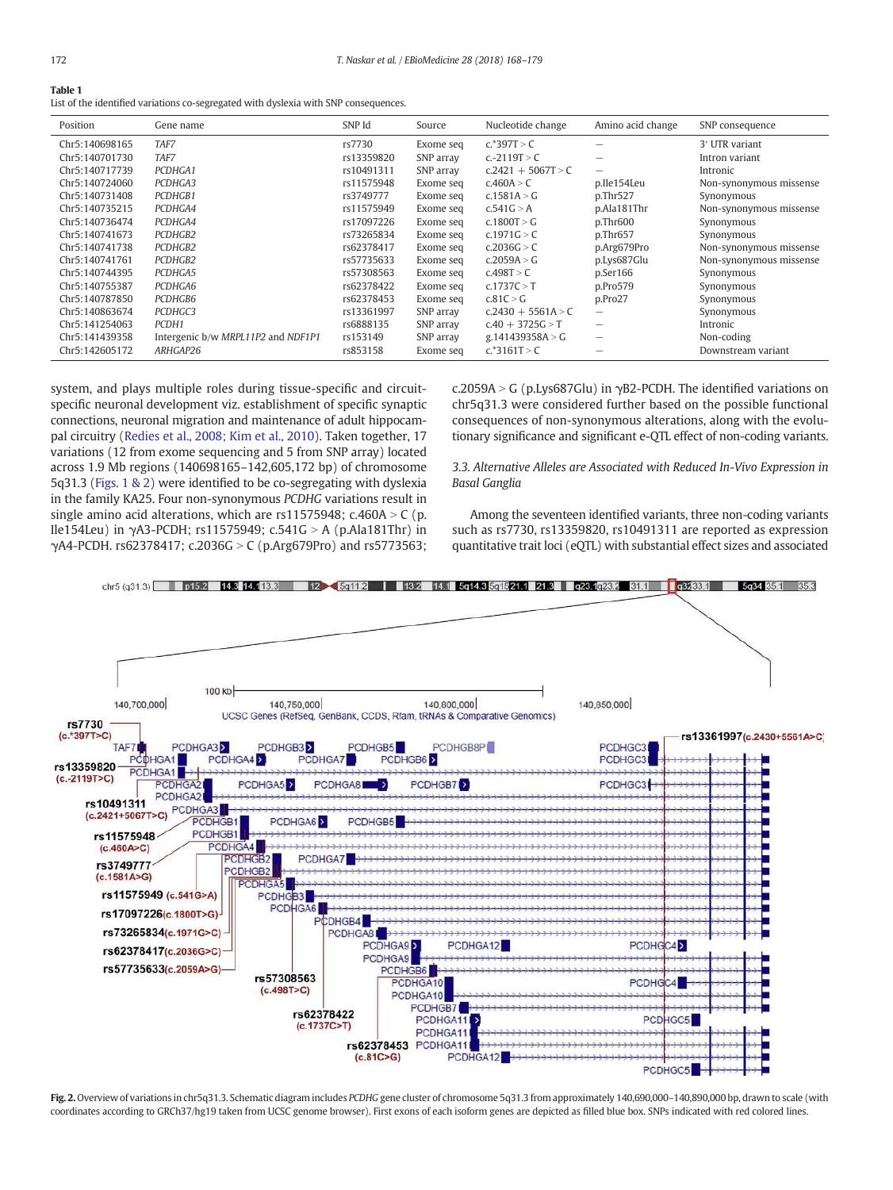**Table 1**
List of the identified variations co-segregated with dyslexia with SNP consequences.

| Position | Gene name | SNP Id | Source | Nucleotide change | Amino acid change | SNP consequence |
|---|---|---|---|---|---|---|
| Chr5:140698165 | *TAF7* | rs7730 | Exome seq | c.*397T > C | – | 3′ UTR variant |
| Chr5:140701730 | *TAF7* | rs13359820 | SNP array | c.-2119T > C | – | Intron variant |
| Chr5:140717739 | *PCDHGA1* | rs10491311 | SNP array | c.2421 + 5067T > C | – | Intronic |
| Chr5:140724060 | *PCDHGA3* | rs11575948 | Exome seq | c.460A > C | p.Ile154Leu | Non-synonymous missense |
| Chr5:140731408 | *PCDHGB1* | rs3749777 | Exome seq | c.1581A > G | p.Thr527 | Synonymous |
| Chr5:140735215 | *PCDHGA4* | rs11575949 | Exome seq | c.541G > A | p.Ala181Thr | Non-synonymous missense |
| Chr5:140736474 | *PCDHGA4* | rs17097226 | Exome seq | c.1800T > G | p.Thr600 | Synonymous |
| Chr5:140741673 | *PCDHGB2* | rs73265834 | Exome seq | c.1971G > C | p.Thr657 | Synonymous |
| Chr5:140741738 | *PCDHGB2* | rs62378417 | Exome seq | c.2036G > C | p.Arg679Pro | Non-synonymous missense |
| Chr5:140741761 | *PCDHGB2* | rs57735633 | Exome seq | c.2059A > G | p.Lys687Glu | Non-synonymous missense |
| Chr5:140744395 | *PCDHGA5* | rs57308563 | Exome seq | c.498T > C | p.Ser166 | Synonymous |
| Chr5:140755387 | *PCDHGA6* | rs62378422 | Exome seq | c.1737C > T | p.Pro579 | Synonymous |
| Chr5:140787850 | *PCDHGB6* | rs62378453 | Exome seq | c.81C > G | p.Pro27 | Synonymous |
| Chr5:140863674 | *PCDHGC3* | rs13361997 | SNP array | c.2430 + 5561A > C | – | Synonymous |
| Chr5:141254063 | *PCDH1* | rs6888135 | SNP array | c.40 + 3725G > T | – | Intronic |
| Chr5:141439358 | Intergenic b/w *MRPL11P2* and *NDF1P1* | rs153149 | SNP array | g.141439358A > G | – | Non-coding |
| Chr5:142605172 | *ARHGAP26* | rs853158 | Exome seq | c.*3161T > C | – | Downstream variant |

system, and plays multiple roles during tissue-specific and circuit-specific neuronal development viz. establishment of specific synaptic connections, neuronal migration and maintenance of adult hippocampal circuitry (Redies et al., 2008; Kim et al., 2010). Taken together, 17 variations (12 from exome sequencing and 5 from SNP array) located across 1.9 Mb regions (140698165–142,605,172 bp) of chromosome 5q31.3 (Figs. 1 & 2) were identified to be co-segregating with dyslexia in the family KA25. Four non-synonymous *PCDHG* variations result in single amino acid alterations, which are rs11575948; c.460A > C (p. Ile154Leu) in γA3-PCDH; rs11575949; c.541G > A (p.Ala181Thr) in γA4-PCDH. rs62378417; c.2036G > C (p.Arg679Pro) and rs5773563; c.2059A > G (p.Lys687Glu) in γB2-PCDH. The identified variations on chr5q31.3 were considered further based on the possible functional consequences of non-synonymous alterations, along with the evolutionary significance and significant e-QTL effect of non-coding variants.

### 3.3. Alternative Alleles are Associated with Reduced In-Vivo Expression in Basal Ganglia

Among the seventeen identified variants, three non-coding variants such as rs7730, rs13359820, rs10491311 are reported as expression quantitative trait loci (eQTL) with substantial effect sizes and associated

**Fig. 2.** Overview of variations in chr5q31.3. Schematic diagram includes *PCDHG* gene cluster of chromosome 5q31.3 from approximately 140,690,000–140,890,000 bp, drawn to scale (with coordinates according to GRCh37/hg19 taken from UCSC genome browser). First exons of each isoform genes are depicted as filled blue box. SNPs indicated with red colored lines.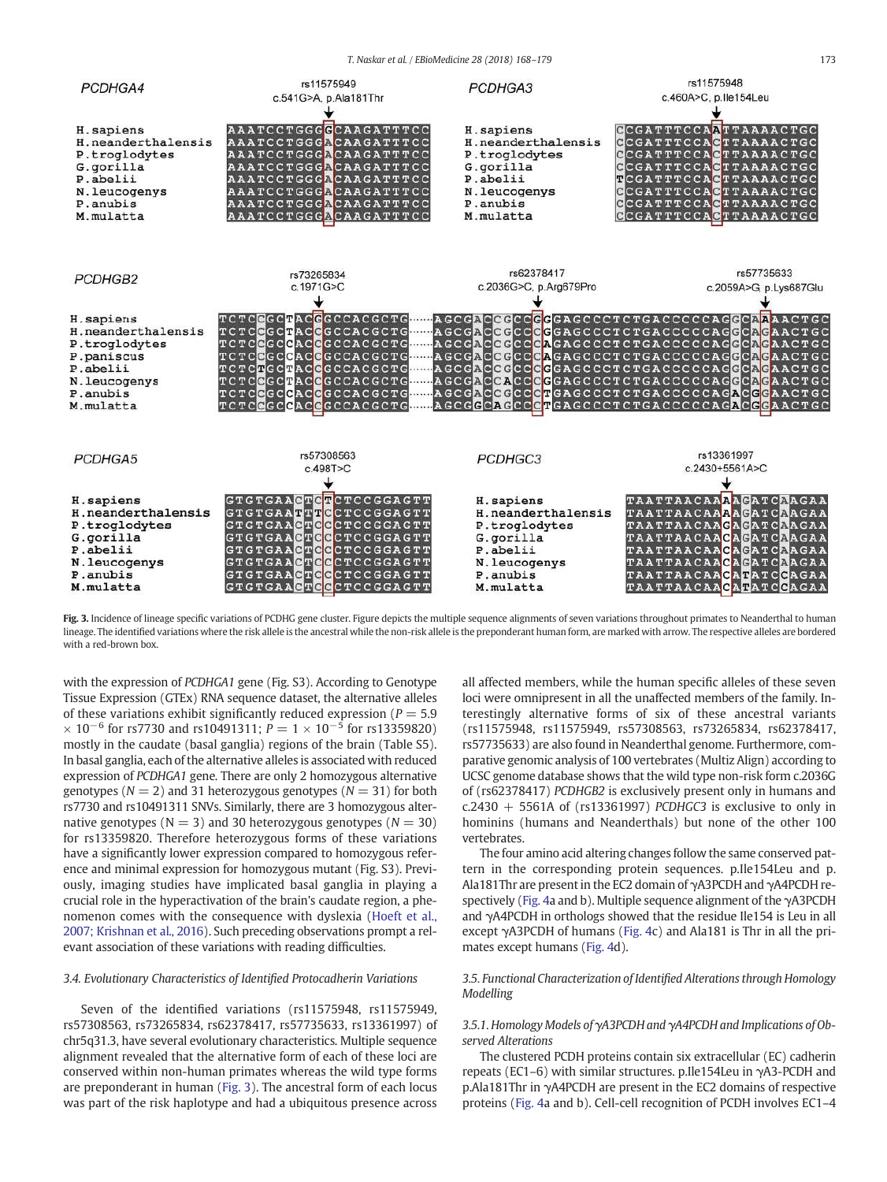PCDHGA4

rs11575949
c.541G>A, p.Ala181Thr

| Species | Sequence |
|---|---|
| H.sapiens | AAATCCTGGGGCAAGATTTCC |
| H.neanderthalensis | AAATCCTGGGACAAGATTTCC |
| P.troglodytes | AAATCCTGGGACAAGATTTCC |
| G.gorilla | AAATCCTGGGACAAGATTTCC |
| P.abelii | AAATCCTGGGACAAGATTTCC |
| N.leucogenys | AAATCCTGGGACAAGATTTCC |
| P.anubis | AAATCCTGGGACAAGATTTCC |
| M.mulatta | AAATCCTGGGACAAGATTTCC |

PCDHGA3

rs11575948
c.460A>C, p.Ile154Leu

| Species | Sequence |
|---|---|
| H.sapiens | CCGATTTCCAATTAAAACTGC |
| H.neanderthalensis | CCGATTTCCACTTAAAACTGC |
| P.troglodytes | CCGATTTCCACTTAAAACTGC |
| G.gorilla | CCGATTTCCACTTAAAACTGC |
| P.abelii | TCGATTTCCACTTAAAACTGC |
| N.leucogenys | CCGATTTCCACTTAAAACTGC |
| P.anubis | CCGATTTCCACTTAAAACTGC |
| M.mulatta | CCGATTTCCACTTAAAACTGC |

PCDHGB2

rs73265834 c.1971G>C; rs62378417 c.2036G>C, p.Arg679Pro; rs57735633 c.2059A>G, p.Lys687Glu

| Species | Sequence |
|---|---|
| H.sapiens | TCTCGCTACGCCACGCTG......AGCGACCGCCGGGAGCCCTCTGACCCCCAGGCAAAACTGC |
| H.neanderthalensis | TCTCCGCTACCGCCACGCTG......AGCGACCGCCGGGAGCCCTCTGACCCCCAGGCAGAACTGC |
| P.troglodytes | TCTCCGCCACCGCCACGCTG......AGCGACCGCCCAGAGCCCTCTGACCCCCAGGCAGAACTGC |
| P.paniscus | TCTCCGCCACCGCCACGCTG......AGCGACCGCCCAGAGCCCTCTGACCCCCAGGCAGAACTGC |
| P.abelii | TCTCTGCTACCGCCACGCTG......AGCGACCGCCCGGAGCCCTCTGACCCCCAGGCAGAACTGC |
| N.leucogenys | TCTCCGCTACCGCCACGCTG......AGCGACCACCCGGAGCCCTCTGACCCCCAGGCAGAACTGC |
| P.anubis | TCTCCGCCACCGCCACGCTG......AGCGACCGCCCTGAGCCCTCTGACCCCCAGACGGAACTGC |
| M.mulatta | TCTCCGCCACCGCCACGCTG......AGCGGCAGCCCTGAGCCCTCTGACCCCCAGACGGAACTGC |

PCDHGA5

rs57308563
c.498T>C

| Species | Sequence |
|---|---|
| H.sapiens | GTGTGAACTCTCTCCGGAGTT |
| H.neanderthalensis | GTGTGAATTTCCTCCGGAGTT |
| P.troglodytes | GTGTGAACTCCCTCCGGAGTT |
| G.gorilla | GTGTGAACTCCCTCCGGAGTT |
| P.abelii | GTGTGAACTCCCTCCGGAGTT |
| N.leucogenys | GTGTGAACTCCCTCCGGAGTT |
| P.anubis | GTGTGAACTCCCTCCGGAGTT |
| M.mulatta | GTGTGAACTCCCTCCGGAGTT |

PCDHGC3

rs13361997
c.2430+5561A>C

| Species | Sequence |
|---|---|
| H.sapiens | TAATTAACAAAAGATCAAGAA |
| H.neanderthalensis | TAATTAACAAAAGATCAAGAA |
| P.troglodytes | TAATTAACAACAGATCAAGAA |
| G.gorilla | TAATTAACAACAGATCAAGAA |
| P.abelii | TAATTAACAACAGATCAAGAA |
| N.leucogenys | TAATTAACAACAGATCAAGAA |
| P.anubis | TAATTAACAACATATCCAGAA |
| M.mulatta | TAATTAACAACATATCCAGAA |

**Fig. 3.** Incidence of lineage specific variations of PCDHG gene cluster. Figure depicts the multiple sequence alignments of seven variations throughout primates to Neanderthal to human lineage. The identified variations where the risk allele is the ancestral while the non-risk allele is the preponderant human form, are marked with arrow. The respective alleles are bordered with a red-brown box.

with the expression of *PCDHGA1* gene (Fig. S3). According to Genotype Tissue Expression (GTEx) RNA sequence dataset, the alternative alleles of these variations exhibit significantly reduced expression ($P = 5.9 \times 10^{-6}$ for rs7730 and rs10491311; $P = 1 \times 10^{-5}$ for rs13359820) mostly in the caudate (basal ganglia) regions of the brain (Table S5). In basal ganglia, each of the alternative alleles is associated with reduced expression of *PCDHGA1* gene. There are only 2 homozygous alternative genotypes ($N = 2$) and 31 heterozygous genotypes ($N = 31$) for both rs7730 and rs10491311 SNVs. Similarly, there are 3 homozygous alternative genotypes ($N = 3$) and 30 heterozygous genotypes ($N = 30$) for rs13359820. Therefore heterozygous forms of these variations have a significantly lower expression compared to homozygous reference and minimal expression for homozygous mutant (Fig. S3). Previously, imaging studies have implicated basal ganglia in playing a crucial role in the hyperactivation of the brain's caudate region, a phenomenon comes with the consequence with dyslexia (Hoeft et al., 2007; Krishnan et al., 2016). Such preceding observations prompt a relevant association of these variations with reading difficulties.

### 3.4. Evolutionary Characteristics of Identified Protocadherin Variations

Seven of the identified variations (rs11575948, rs11575949, rs57308563, rs73265834, rs62378417, rs57735633, rs13361997) of chr5q31.3, have several evolutionary characteristics. Multiple sequence alignment revealed that the alternative form of each of these loci are conserved within non-human primates whereas the wild type forms are preponderant in human (Fig. 3). The ancestral form of each locus was part of the risk haplotype and had a ubiquitous presence across all affected members, while the human specific alleles of these seven loci were omnipresent in all the unaffected members of the family. Interestingly alternative forms of six of these ancestral variants (rs11575948, rs11575949, rs57308563, rs73265834, rs62378417, rs57735633) are also found in Neanderthal genome. Furthermore, comparative genomic analysis of 100 vertebrates (Multiz Align) according to UCSC genome database shows that the wild type non-risk form c.2036G of (rs62378417) *PCDHGB2* is exclusively present only in humans and c.2430 + 5561A of (rs13361997) *PCDHGC3* is exclusive to only in hominins (humans and Neanderthals) but none of the other 100 vertebrates.

The four amino acid altering changes follow the same conserved pattern in the corresponding protein sequences. p.Ile154Leu and p.Ala181Thr are present in the EC2 domain of γA3PCDH and γA4PCDH respectively (Fig. 4a and b). Multiple sequence alignment of the γA3PCDH and γA4PCDH in orthologs showed that the residue Ile154 is Leu in all except γA3PCDH of humans (Fig. 4c) and Ala181 is Thr in all the primates except humans (Fig. 4d).

### 3.5. Functional Characterization of Identified Alterations through Homology Modelling

#### 3.5.1. Homology Models of γA3PCDH and γA4PCDH and Implications of Observed Alterations

The clustered PCDH proteins contain six extracellular (EC) cadherin repeats (EC1–6) with similar structures. p.Ile154Leu in γA3-PCDH and p.Ala181Thr in γA4PCDH are present in the EC2 domains of respective proteins (Fig. 4a and b). Cell-cell recognition of PCDH involves EC1–4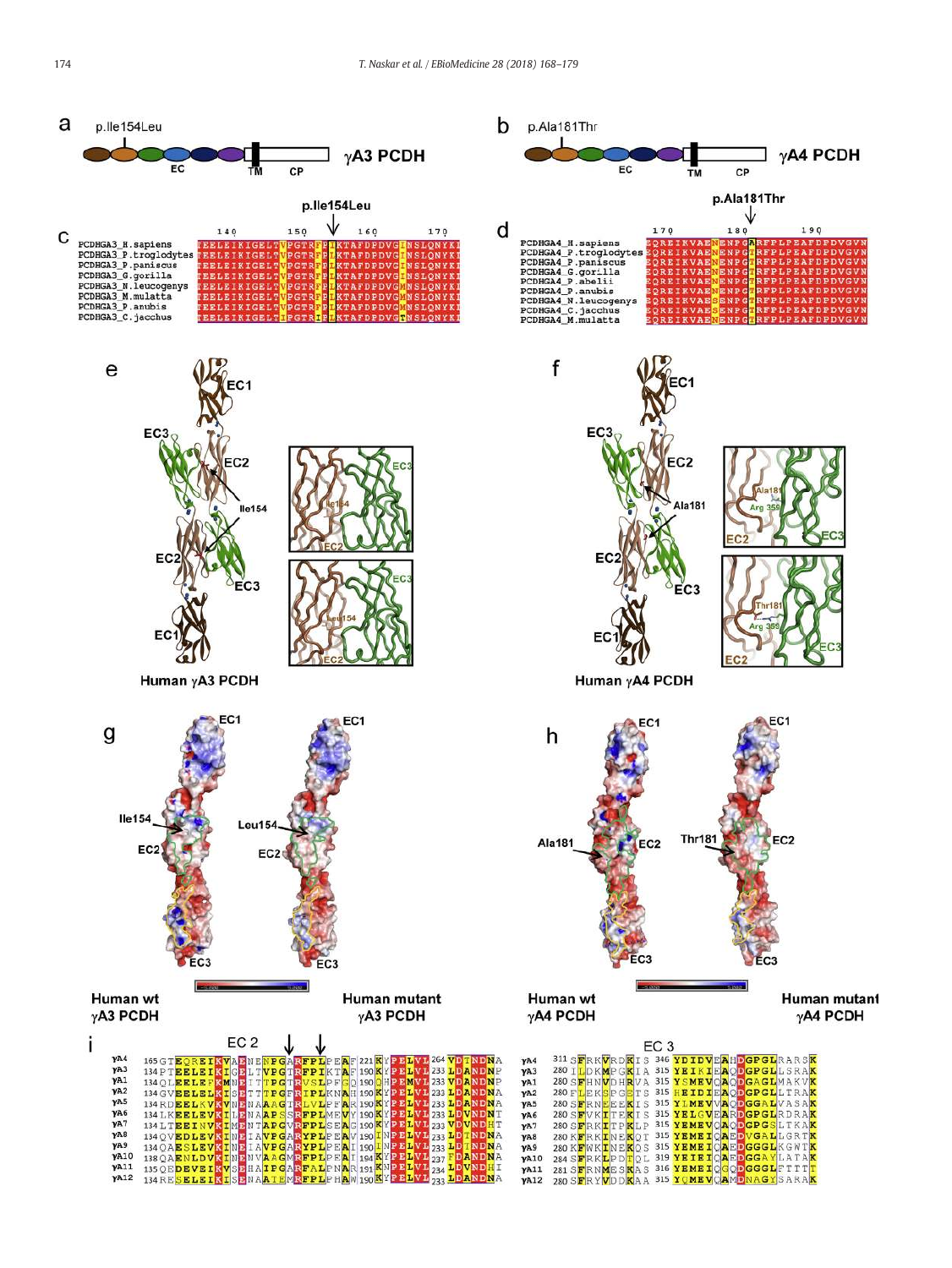a p.Ile154Leu

EC TM CP γA3 PCDH

b p.Ala181Thr

EC TM CP γA4 PCDH

c p.Ile154Leu

PCDHGA3_H.sapiens
PCDHGA3_P.troglodytes
PCDHGA3_P.paniscus
PCDHGA3_G.gorilla
PCDHGA3_N.leucogenys
PCDHGA3_M.mulatta
PCDHGA3_P.anubis
PCDHGA3_C.jacchus

d p.Ala181Thr

PCDHGA4_H.sapiens
PCDHGA4_P.troglodytes
PCDHGA4_P.paniscus
PCDHGA4_G.gorilla
PCDHGA4_P.abelii
PCDHGA4_P.anubis
PCDHGA4_N.leucogenys
PCDHGA4_C.jacchus
PCDHGA4_M.mulatta

e EC1 EC3 EC2 Ile154 EC2 EC3 EC1

Human γA3 PCDH

f EC1 EC3 EC2 Ala181 EC2 EC3 EC1

Human γA4 PCDH

g EC1 Ile154 EC2 EC3 EC1 Leu154 EC2 EC3

Human wt γA3 PCDH | Human mutant γA3 PCDH

h EC1 Ala181 EC2 EC3 EC1 Thr181 EC2 EC3

Human wt γA4 PCDH | Human mutant γA4 PCDH

i EC 2 | EC 3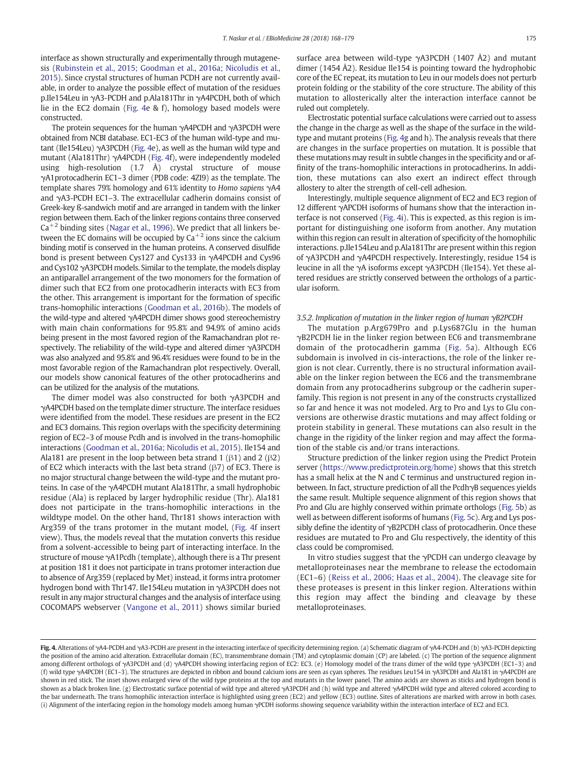interface as shown structurally and experimentally through mutagenesis (Rubinstein et al., 2015; Goodman et al., 2016a; Nicoludis et al., 2015). Since crystal structures of human PCDH are not currently available, in order to analyze the possible effect of mutation of the residues p.Ile154Leu in γA3-PCDH and p.Ala181Thr in γA4PCDH, both of which lie in the EC2 domain (Fig. 4e & f), homology based models were constructed.

The protein sequences for the human γA4PCDH and γA3PCDH were obtained from NCBI database. EC1-EC3 of the human wild-type and mutant (Ile154Leu) γA3PCDH (Fig. 4e), as well as the human wild type and mutant (Ala181Thr) γA4PCDH (Fig. 4f), were independently modeled using high-resolution (1.7 Å) crystal structure of mouse γA1protocadherin EC1–3 dimer (PDB code: 4ZI9) as the template. The template shares 79% homology and 61% identity to *Homo sapiens* γA4 and γA3-PCDH EC1–3. The extracellular cadherin domains consist of Greek-key ß-sandwich motif and are arranged in tandem with the linker region between them. Each of the linker regions contains three conserved $Ca^{+2}$ binding sites (Nagar et al., 1996). We predict that all linkers between the EC domains will be occupied by $Ca^{+2}$ ions since the calcium binding motif is conserved in the human proteins. A conserved disulfide bond is present between Cys127 and Cys133 in γA4PCDH and Cys96 and Cys102 γA3PCDH models. Similar to the template, the models display an antiparallel arrangement of the two monomers for the formation of dimer such that EC2 from one protocadherin interacts with EC3 from the other. This arrangement is important for the formation of specific trans-homophilic interactions (Goodman et al., 2016b). The models of the wild-type and altered γA4PCDH dimer shows good stereochemistry with main chain conformations for 95.8% and 94.9% of amino acids being present in the most favored region of the Ramachandran plot respectively. The reliability of the wild-type and altered dimer γA3PCDH was also analyzed and 95.8% and 96.4% residues were found to be in the most favorable region of the Ramachandran plot respectively. Overall, our models show canonical features of the other protocadherins and can be utilized for the analysis of the mutations.

The dimer model was also constructed for both γA3PCDH and γA4PCDH based on the template dimer structure. The interface residues were identified from the model. These residues are present in the EC2 and EC3 domains. This region overlaps with the specificity determining region of EC2–3 of mouse Pcdh and is involved in the trans-homophilic interactions (Goodman et al., 2016a; Nicoludis et al., 2015). Ile154 and Ala181 are present in the loop between beta strand 1 (β1) and 2 (β2) of EC2 which interacts with the last beta strand (β7) of EC3. There is no major structural change between the wild-type and the mutant proteins. In case of the γA4PCDH mutant Ala181Thr, a small hydrophobic residue (Ala) is replaced by larger hydrophilic residue (Thr). Ala181 does not participate in the trans-homophilic interactions in the wildtype model. On the other hand, Thr181 shows interaction with Arg359 of the trans protomer in the mutant model, (Fig. 4f insert view). Thus, the models reveal that the mutation converts this residue from a solvent-accessible to being part of interacting interface. In the structure of mouse γA1Pcdh (template), although there is a Thr present at position 181 it does not participate in trans protomer interaction due to absence of Arg359 (replaced by Met) instead, it forms intra protomer hydrogen bond with Thr147. Ile154Leu mutation in γA3PCDH does not result in any major structural changes and the analysis of interface using COCOMAPS webserver (Vangone et al., 2011) shows similar buried surface area between wild-type γA3PCDH (1407 Å2) and mutant dimer (1454 Å2). Residue Ile154 is pointing toward the hydrophobic core of the EC repeat, its mutation to Leu in our models does not perturb protein folding or the stability of the core structure. The ability of this mutation to allosterically alter the interaction interface cannot be ruled out completely.

Electrostatic potential surface calculations were carried out to assess the change in the charge as well as the shape of the surface in the wild-type and mutant proteins (Fig. 4g and h). The analysis reveals that there are changes in the surface properties on mutation. It is possible that these mutations may result in subtle changes in the specificity and or affinity of the trans-homophilic interactions in protocadherins. In addition, these mutations can also exert an indirect effect through allostery to alter the strength of cell-cell adhesion.

Interestingly, multiple sequence alignment of EC2 and EC3 region of 12 different γAPCDH isoforms of humans show that the interaction interface is not conserved (Fig. 4i). This is expected, as this region is important for distinguishing one isoform from another. Any mutation within this region can result in alteration of specificity of the homophilic interactions. p.Ile154Leu and p.Ala181Thr are present within this region of γA3PCDH and γA4PCDH respectively. Interestingly, residue 154 is leucine in all the γA isoforms except γA3PCDH (Ile154). Yet these altered residues are strictly conserved between the orthologs of a particular isoform.

### 3.5.2. Implication of mutation in the linker region of human γB2PCDH

The mutation p.Arg679Pro and p.Lys687Glu in the human γB2PCDH lie in the linker region between EC6 and transmembrane domain of the protocadherin gamma (Fig. 5a). Although EC6 subdomain is involved in cis-interactions, the role of the linker region is not clear. Currently, there is no structural information available on the linker region between the EC6 and the transmembrane domain from any protocadherins subgroup or the cadherin superfamily. This region is not present in any of the constructs crystallized so far and hence it was not modeled. Arg to Pro and Lys to Glu conversions are otherwise drastic mutations and may affect folding or protein stability in general. These mutations can also result in the change in the rigidity of the linker region and may affect the formation of the stable cis and/or trans interactions.

Structure prediction of the linker region using the Predict Protein server (https://www.predictprotein.org/home) shows that this stretch has a small helix at the N and C terminus and unstructured region in-between. In fact, structure prediction of all the Pcdhγ B sequences yields the same result. Multiple sequence alignment of this region shows that Pro and Glu are highly conserved within primate orthologs (Fig. 5b) as well as between different isoforms of humans (Fig. 5c). Arg and Lys possibly define the identity of γB2PCDH class of protocadherin. Once these residues are mutated to Pro and Glu respectively, the identity of this class could be compromised.

In vitro studies suggest that the γPCDH can undergo cleavage by metalloproteinases near the membrane to release the ectodomain (EC1–6) (Reiss et al., 2006; Haas et al., 2004). The cleavage site for these proteases is present in this linker region. Alterations within this region may affect the binding and cleavage by these metalloproteinases.

**Fig. 4.** Alterations of γA4-PCDH and γA3-PCDH are present in the interacting interface of specificity determining region. (a) Schematic diagram of γA4-PCDH and (b) γA3-PCDH depicting the position of the amino acid alteration. Extracellular domain (EC), transmembrane domain (TM) and cytoplasmic domain (CP) are labeled. (c) The portion of the sequence alignment among different orthologs of γA3PCDH and (d) γA4PCDH showing interfacing region of EC2: EC3. (e) Homology model of the trans dimer of the wild type γA3PCDH (EC1–3) and (f) wild type γA4PCDH (EC1–3). The structures are depicted in ribbon and bound calcium ions are seen as cyan spheres. The residues Leu154 in γA3PCDH and Ala181 in γA4PCDH are shown in red stick. The inset shows enlarged view of the wild type proteins at the top and mutants in the lower panel. The amino acids are shown as sticks and hydrogen bond is shown as a black broken line. (g) Electrostatic surface potential of wild type and altered γA3PCDH and (h) wild type and altered γA4PCDH wild type and altered colored according to the bar underneath. The trans homophilic interaction interface is highlighted using green (EC2) and yellow (EC3) outline. Sites of alterations are marked with arrow in both cases. (i) Alignment of the interfacing region in the homology models among human γPCDH isoforms showing sequence variability within the interaction interface of EC2 and EC3.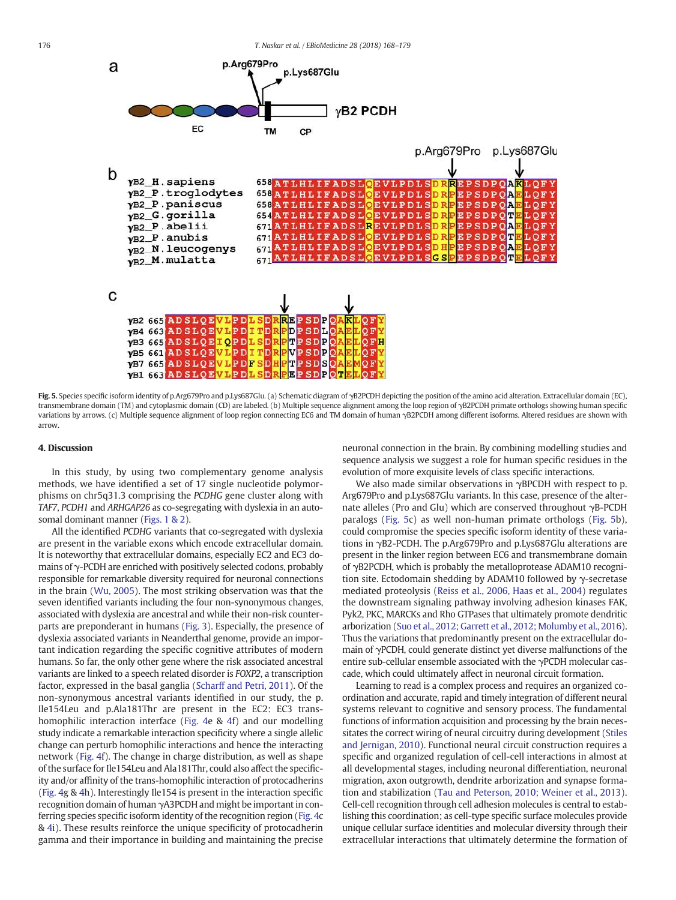Fig. 5. Species specific isoform identity of p.Arg679Pro and p.Lys687Glu. (a) Schematic diagram of γB2PCDH depicting the position of the amino acid alteration. Extracellular domain (EC), transmembrane domain (TM) and cytoplasmic domain (CD) are labeled. (b) Multiple sequence alignment among the loop region of γB2PCDH primate orthologs showing human specific variations by arrows. (c) Multiple sequence alignment of loop region connecting EC6 and TM domain of human γB2PCDH among different isoforms. Altered residues are shown with arrow.

## 4. Discussion

In this study, by using two complementary genome analysis methods, we have identified a set of 17 single nucleotide polymorphisms on chr5q31.3 comprising the *PCDHG* gene cluster along with *TAF7*, *PCDH1* and *ARHGAP26* as co-segregating with dyslexia in an autosomal dominant manner (Figs. 1 & 2).

All the identified *PCDHG* variants that co-segregated with dyslexia are present in the variable exons which encode extracellular domain. It is noteworthy that extracellular domains, especially EC2 and EC3 domains of γ-PCDH are enriched with positively selected codons, probably responsible for remarkable diversity required for neuronal connections in the brain (Wu, 2005). The most striking observation was that the seven identified variants including the four non-synonymous changes, associated with dyslexia are ancestral and while their non-risk counterparts are preponderant in humans (Fig. 3). Especially, the presence of dyslexia associated variants in Neanderthal genome, provide an important indication regarding the specific cognitive attributes of modern humans. So far, the only other gene where the risk associated ancestral variants are linked to a speech related disorder is *FOXP2*, a transcription factor, expressed in the basal ganglia (Scharff and Petri, 2011). Of the non-synonymous ancestral variants identified in our study, the p.Ile154Leu and p.Ala181Thr are present in the EC2: EC3 trans-homophilic interaction interface (Fig. 4e & 4f) and our modelling study indicate a remarkable interaction specificity where a single allelic change can perturb homophilic interactions and hence the interacting network (Fig. 4f). The change in charge distribution, as well as shape of the surface for Ile154Leu and Ala181Thr, could also affect the specificity and/or affinity of the trans-homophilic interaction of protocadherins (Fig. 4g & 4h). Interestingly Ile154 is present in the interaction specific recognition domain of human γA3PCDH and might be important in conferring species specific isoform identity of the recognition region (Fig. 4c & 4i). These results reinforce the unique specificity of protocadherin gamma and their importance in building and maintaining the precise neuronal connection in the brain. By combining modelling studies and sequence analysis we suggest a role for human specific residues in the evolution of more exquisite levels of class specific interactions.

We also made similar observations in γBPCDH with respect to p.Arg679Pro and p.Lys687Glu variants. In this case, presence of the alternate alleles (Pro and Glu) which are conserved throughout γB-PCDH paralogs (Fig. 5c) as well non-human primate orthologs (Fig. 5b), could compromise the species specific isoform identity of these variations in γB2-PCDH. The p.Arg679Pro and p.Lys687Glu alterations are present in the linker region between EC6 and transmembrane domain of γB2PCDH, which is probably the metalloprotease ADAM10 recognition site. Ectodomain shedding by ADAM10 followed by γ-secretase mediated proteolysis (Reiss et al., 2006, Haas et al., 2004) regulates the downstream signaling pathway involving adhesion kinases FAK, Pyk2, PKC, MARCKs and Rho GTPases that ultimately promote dendritic arborization (Suo et al., 2012; Garrett et al., 2012; Molumby et al., 2016). Thus the variations that predominantly present on the extracellular domain of γPCDH, could generate distinct yet diverse malfunctions of the entire sub-cellular ensemble associated with the γPCDH molecular cascade, which could ultimately affect in neuronal circuit formation.

Learning to read is a complex process and requires an organized coordination and accurate, rapid and timely integration of different neural systems relevant to cognitive and sensory process. The fundamental functions of information acquisition and processing by the brain necessitates the correct wiring of neural circuitry during development (Stiles and Jernigan, 2010). Functional neural circuit construction requires a specific and organized regulation of cell-cell interactions in almost at all developmental stages, including neuronal differentiation, neuronal migration, axon outgrowth, dendrite arborization and synapse formation and stabilization (Tau and Peterson, 2010; Weiner et al., 2013). Cell-cell recognition through cell adhesion molecules is central to establishing this coordination; as cell-type specific surface molecules provide unique cellular surface identities and molecular diversity through their extracellular interactions that ultimately determine the formation of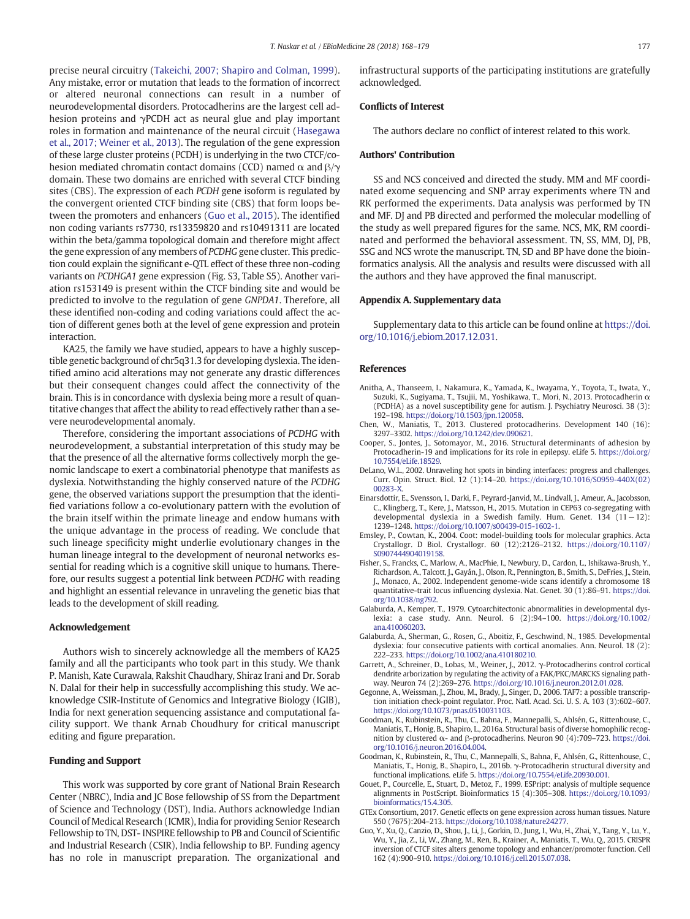precise neural circuitry (Takeichi, 2007; Shapiro and Colman, 1999). Any mistake, error or mutation that leads to the formation of incorrect or altered neuronal connections can result in a number of neurodevelopmental disorders. Protocadherins are the largest cell adhesion proteins and γPCDH act as neural glue and play important roles in formation and maintenance of the neural circuit (Hasegawa et al., 2017; Weiner et al., 2013). The regulation of the gene expression of these large cluster proteins (PCDH) is underlying in the two CTCF/cohesion mediated chromatin contact domains (CCD) named α and β/γ domain. These two domains are enriched with several CTCF binding sites (CBS). The expression of each *PCDH* gene isoform is regulated by the convergent oriented CTCF binding site (CBS) that form loops between the promoters and enhancers (Guo et al., 2015). The identified non coding variants rs7730, rs13359820 and rs10491311 are located within the beta/gamma topological domain and therefore might affect the gene expression of any members of *PCDHG* gene cluster. This prediction could explain the significant e-QTL effect of these three non-coding variants on *PCDHGA1* gene expression (Fig. S3, Table S5). Another variation rs153149 is present within the CTCF binding site and would be predicted to involve to the regulation of gene *GNPDA1*. Therefore, all these identified non-coding and coding variations could affect the action of different genes both at the level of gene expression and protein interaction.

KA25, the family we have studied, appears to have a highly susceptible genetic background of chr5q31.3 for developing dyslexia. The identified amino acid alterations may not generate any drastic differences but their consequent changes could affect the connectivity of the brain. This is in concordance with dyslexia being more a result of quantitative changes that affect the ability to read effectively rather than a severe neurodevelopmental anomaly.

Therefore, considering the important associations of *PCDHG* with neurodevelopment, a substantial interpretation of this study may be that the presence of all the alternative forms collectively morph the genomic landscape to exert a combinatorial phenotype that manifests as dyslexia. Notwithstanding the highly conserved nature of the *PCDHG* gene, the observed variations support the presumption that the identified variations follow a co-evolutionary pattern with the evolution of the brain itself within the primate lineage and endow humans with the unique advantage in the process of reading. We conclude that such lineage specificity might underlie evolutionary changes in the human lineage integral to the development of neuronal networks essential for reading which is a cognitive skill unique to humans. Therefore, our results suggest a potential link between *PCDHG* with reading and highlight an essential relevance in unraveling the genetic bias that leads to the development of skill reading.

## Acknowledgement

Authors wish to sincerely acknowledge all the members of KA25 family and all the participants who took part in this study. We thank P. Manish, Kate Curawala, Rakshit Chaudhary, Shiraz Irani and Dr. Sorab N. Dalal for their help in successfully accomplishing this study. We acknowledge CSIR-Institute of Genomics and Integrative Biology (IGIB), India for next generation sequencing assistance and computational facility support. We thank Arnab Choudhury for critical manuscript editing and figure preparation.

## Funding and Support

This work was supported by core grant of National Brain Research Center (NBRC), India and JC Bose fellowship of SS from the Department of Science and Technology (DST), India. Authors acknowledge Indian Council of Medical Research (ICMR), India for providing Senior Research Fellowship to TN, DST- INSPIRE fellowship to PB and Council of Scientific and Industrial Research (CSIR), India fellowship to BP. Funding agency has no role in manuscript preparation. The organizational and infrastructural supports of the participating institutions are gratefully acknowledged.

## Conflicts of Interest

The authors declare no conflict of interest related to this work.

## Authors' Contribution

SS and NCS conceived and directed the study. MM and MF coordinated exome sequencing and SNP array experiments where TN and RK performed the experiments. Data analysis was performed by TN and MF. DJ and PB directed and performed the molecular modelling of the study as well prepared figures for the same. NCS, MK, RM coordinated and performed the behavioral assessment. TN, SS, MM, DJ, PB, SSG and NCS wrote the manuscript. TN, SD and BP have done the bioinformatics analysis. All the analysis and results were discussed with all the authors and they have approved the final manuscript.

## Appendix A. Supplementary data

Supplementary data to this article can be found online at https://doi.org/10.1016/j.ebiom.2017.12.031.

## References

Anitha, A., Thanseem, I., Nakamura, K., Yamada, K., Iwayama, Y., Toyota, T., Iwata, Y., Suzuki, K., Sugiyama, T., Tsujii, M., Yoshikawa, T., Mori, N., 2013. Protocadherin α (PCDHA) as a novel susceptibility gene for autism. J. Psychiatry Neurosci. 38 (3): 192–198. https://doi.org/10.1503/jpn.120058.

Chen, W., Maniatis, T., 2013. Clustered protocadherins. Development 140 (16): 3297–3302. https://doi.org/10.1242/dev.090621.

Cooper, S., Jontes, J., Sotomayor, M., 2016. Structural determinants of adhesion by Protocadherin-19 and implications for its role in epilepsy. eLife 5. https://doi.org/10.7554/eLife.18529.

DeLano, W.L., 2002. Unraveling hot spots in binding interfaces: progress and challenges. Curr. Opin. Struct. Biol. 12 (1):14–20. https://doi.org/10.1016/S0959-440X(02)00283-X.

Einarsdottir, E., Svensson, I., Darki, F., Peyrard-Janvid, M., Lindvall, J., Ameur, A., Jacobsson, C., Klingberg, T., Kere, J., Matsson, H., 2015. Mutation in CEP63 co-segregating with developmental dyslexia in a Swedish family. Hum. Genet. 134 (11−12): 1239–1248. https://doi.org/10.1007/s00439-015-1602-1.

Emsley, P., Cowtan, K., 2004. Coot: model-building tools for molecular graphics. Acta Crystallogr. D Biol. Crystallogr. 60 (12):2126–2132. https://doi.org/10.1107/S0907444904019158.

Fisher, S., Francks, C., Marlow, A., MacPhie, I., Newbury, D., Cardon, L., Ishikawa-Brush, Y., Richardson, A., Talcott, J., Gayán, J., Olson, R., Pennington, B., Smith, S., DeFries, J., Stein, J., Monaco, A., 2002. Independent genome-wide scans identify a chromosome 18 quantitative-trait locus influencing dyslexia. Nat. Genet. 30 (1):86–91. https://doi.org/10.1038/ng792.

Galaburda, A., Kemper, T., 1979. Cytoarchitectonic abnormalities in developmental dyslexia: a case study. Ann. Neurol. 6 (2):94–100. https://doi.org/10.1002/ana.410060203.

Galaburda, A., Sherman, G., Rosen, G., Aboitiz, F., Geschwind, N., 1985. Developmental dyslexia: four consecutive patients with cortical anomalies. Ann. Neurol. 18 (2): 222–233. https://doi.org/10.1002/ana.410180210.

Garrett, A., Schreiner, D., Lobas, M., Weiner, J., 2012. γ-Protocadherins control cortical dendrite arborization by regulating the activity of a FAK/PKC/MARCKS signaling pathway. Neuron 74 (2):269–276. https://doi.org/10.1016/j.neuron.2012.01.028.

Gegonne, A., Weissman, J., Zhou, M., Brady, J., Singer, D., 2006. TAF7: a possible transcription initiation check-point regulator. Proc. Natl. Acad. Sci. U. S. A. 103 (3):602–607. https://doi.org/10.1073/pnas.0510031103.

Goodman, K., Rubinstein, R., Thu, C., Bahna, F., Mannepalli, S., Ahlsén, G., Rittenhouse, C., Maniatis, T., Honig, B., Shapiro, L., 2016a. Structural basis of diverse homophilic recognition by clustered α- and β-protocadherins. Neuron 90 (4):709–723. https://doi.org/10.1016/j.neuron.2016.04.004.

Goodman, K., Rubinstein, R., Thu, C., Mannepalli, S., Bahna, F., Ahlsén, G., Rittenhouse, C., Maniatis, T., Honig, B., Shapiro, L., 2016b. γ-Protocadherin structural diversity and functional implications. eLife 5. https://doi.org/10.7554/eLife.20930.001.

Gouet, P., Courcelle, E., Stuart, D., Metoz, F., 1999. ESPript: analysis of multiple sequence alignments in PostScript. Bioinformatics 15 (4):305–308. https://doi.org/10.1093/bioinformatics/15.4.305.

GTEx Consortium, 2017. Genetic effects on gene expression across human tissues. Nature 550 (7675):204–213. https://doi.org/10.1038/nature24277.

Guo, Y., Xu, Q., Canzio, D., Shou, J., Li, J., Gorkin, D., Jung, I., Wu, H., Zhai, Y., Tang, Y., Lu, Y., Wu, Y., Jia, Z., Li, W., Zhang, M., Ren, B., Krainer, A., Maniatis, T., Wu, Q., 2015. CRISPR inversion of CTCF sites alters genome topology and enhancer/promoter function. Cell 162 (4):900–910. https://doi.org/10.1016/j.cell.2015.07.038.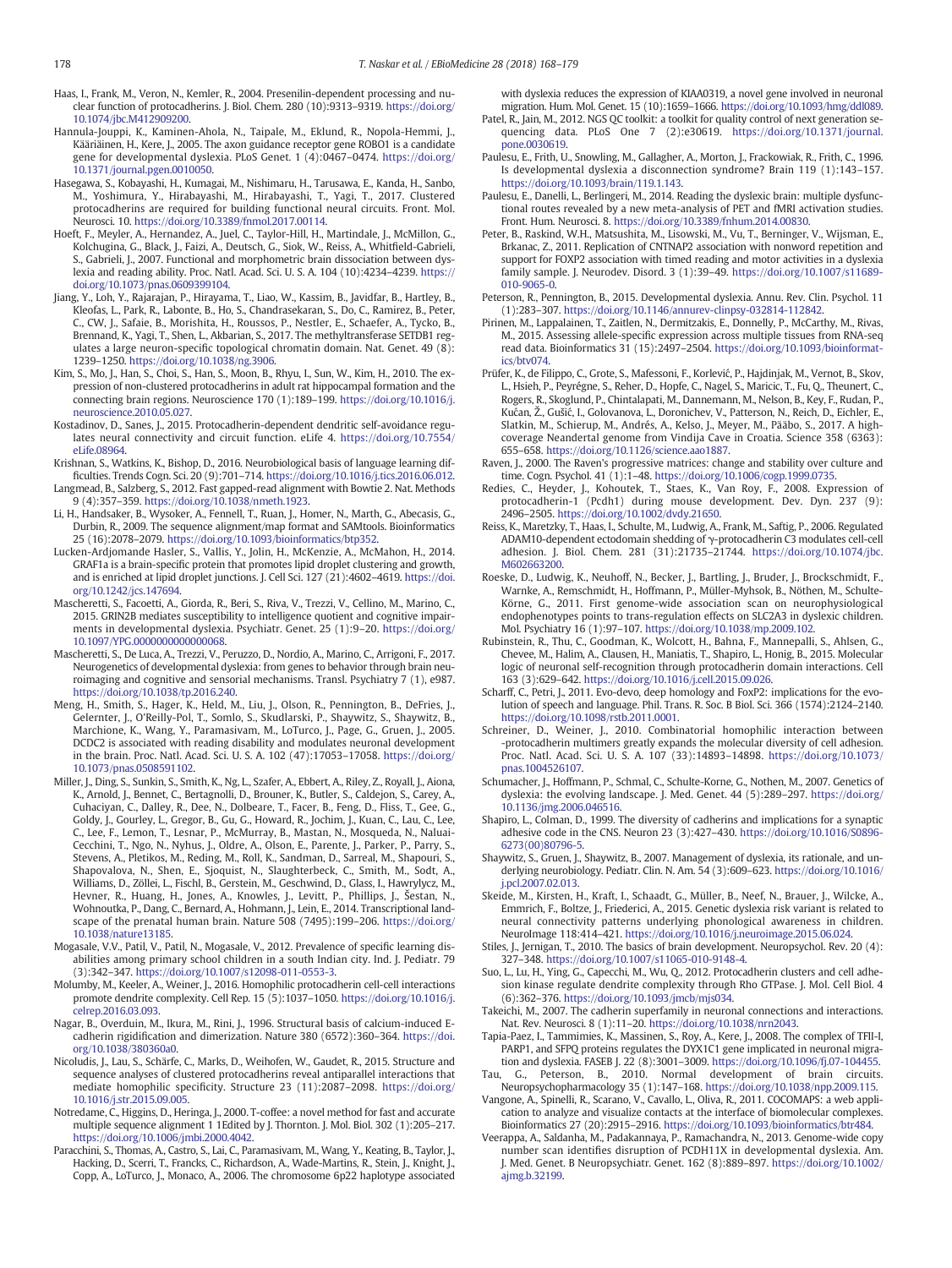Haas, I., Frank, M., Veron, N., Kemler, R., 2004. Presenilin-dependent processing and nuclear function of protocadherins. J. Biol. Chem. 280 (10):9313–9319. https://doi.org/10.1074/jbc.M412909200.

Hannula-Jouppi, K., Kaminen-Ahola, N., Taipale, M., Eklund, R., Nopola-Hemmi, J., Kääriäinen, H., Kere, J., 2005. The axon guidance receptor gene ROBO1 is a candidate gene for developmental dyslexia. PLoS Genet. 1 (4):0467–0474. https://doi.org/10.1371/journal.pgen.0010050.

Hasegawa, S., Kobayashi, H., Kumagai, M., Nishimaru, H., Tarusawa, E., Kanda, H., Sanbo, M., Yoshimura, Y., Hirabayashi, M., Hirabayashi, T., Yagi, T., 2017. Clustered protocadherins are required for building functional neural circuits. Front. Mol. Neurosci. 10. https://doi.org/10.3389/fnmol.2017.00114.

Hoeft, F., Meyler, A., Hernandez, A., Juel, C., Taylor-Hill, H., Martindale, J., McMillon, G., Kolchugina, G., Black, J., Faizi, A., Deutsch, G., Siok, W., Reiss, A., Whitfield-Gabrieli, S., Gabrieli, J., 2007. Functional and morphometric brain dissociation between dyslexia and reading ability. Proc. Natl. Acad. Sci. U. S. A. 104 (10):4234–4239. https://doi.org/10.1073/pnas.0609399104.

Jiang, Y., Loh, Y., Rajarajan, P., Hirayama, T., Liao, W., Kassim, B., Javidfar, B., Hartley, B., Kleofas, L., Park, R., Labonte, B., Ho, S., Chandrasekaran, S., Do, C., Ramirez, B., Peter, C., CW, J., Safaie, B., Morishita, H., Roussos, P., Nestler, E., Schaefer, A., Tycko, B., Brennand, K., Yagi, T., Shen, L., Akbarian, S., 2017. The methyltransferase SETDB1 regulates a large neuron-specific topological chromatin domain. Nat. Genet. 49 (8): 1239–1250. https://doi.org/10.1038/ng.3906.

Kim, S., Mo, J., Han, S., Choi, S., Han, S., Moon, B., Rhyu, I., Sun, W., Kim, H., 2010. The expression of non-clustered protocadherins in adult rat hippocampal formation and the connecting brain regions. Neuroscience 170 (1):189–199. https://doi.org/10.1016/j.neuroscience.2010.05.027.

Kostadinov, D., Sanes, J., 2015. Protocadherin-dependent dendritic self-avoidance regulates neural connectivity and circuit function. eLife 4. https://doi.org/10.7554/eLife.08964.

Krishnan, S., Watkins, K., Bishop, D., 2016. Neurobiological basis of language learning difficulties. Trends Cogn. Sci. 20 (9):701–714. https://doi.org/10.1016/j.tics.2016.06.012.

Langmead, B., Salzberg, S., 2012. Fast gapped-read alignment with Bowtie 2. Nat. Methods 9 (4):357–359. https://doi.org/10.1038/nmeth.1923.

Li, H., Handsaker, B., Wysoker, A., Fennell, T., Ruan, J., Homer, N., Marth, G., Abecasis, G., Durbin, R., 2009. The sequence alignment/map format and SAMtools. Bioinformatics 25 (16):2078–2079. https://doi.org/10.1093/bioinformatics/btp352.

Lucken-Ardjomande Hasler, S., Vallis, Y., Jolin, H., McKenzie, A., McMahon, H., 2014. GRAF1a is a brain-specific protein that promotes lipid droplet clustering and growth, and is enriched at lipid droplet junctions. J. Cell Sci. 127 (21):4602–4619. https://doi.org/10.1242/jcs.147694.

Mascheretti, S., Facoetti, A., Giorda, R., Beri, S., Riva, V., Trezzi, V., Cellino, M., Marino, C., 2015. GRIN2B mediates susceptibility to intelligence quotient and cognitive impairments in developmental dyslexia. Psychiatr. Genet. 25 (1):9–20. https://doi.org/10.1097/YPG.0000000000000068.

Mascheretti, S., De Luca, A., Trezzi, V., Peruzzo, D., Nordio, A., Marino, C., Arrigoni, F., 2017. Neurogenetics of developmental dyslexia: from genes to behavior through brain neuroimaging and cognitive and sensorial mechanisms. Transl. Psychiatry 7 (1), e987. https://doi.org/10.1038/tp.2016.240.

Meng, H., Smith, S., Hager, K., Held, M., Liu, J., Olson, R., Pennington, B., DeFries, J., Gelernter, J., O'Reilly-Pol, T., Somlo, S., Skudlarski, P., Shaywitz, S., Shaywitz, B., Marchione, K., Wang, Y., Paramasivam, M., LoTurco, J., Page, G., Gruen, J., 2005. DCDC2 is associated with reading disability and modulates neuronal development in the brain. Proc. Natl. Acad. Sci. U. S. A. 102 (47):17053–17058. https://doi.org/10.1073/pnas.0508591102.

Miller, J., Ding, S., Sunkin, S., Smith, K., Ng, L., Szafer, A., Ebbert, A., Riley, Z., Royall, J., Aiona, K., Arnold, J., Bennet, C., Bertagnolli, D., Brouner, K., Butler, S., Caldejon, S., Carey, A., Cuhaciyan, C., Dalley, R., Dee, N., Dolbeare, T., Facer, B., Feng, D., Fliss, T., Gee, G., Goldy, J., Gourley, L., Gregor, B., Gu, G., Howard, R., Jochim, J., Kuan, C., Lau, C., Lee, C., Lee, F., Lemon, T., Lesnar, P., McMurray, B., Mastan, N., Mosqueda, N., Naluai-Cecchini, T., Ngo, N., Nyhus, J., Oldre, A., Olson, E., Parente, J., Parker, P., Parry, S., Stevens, A., Pletikos, M., Reding, M., Roll, K., Sandman, D., Sarreal, M., Shapouri, S., Shapovalova, N., Shen, E., Sjoquist, N., Slaughterbeck, C., Smith, M., Sodt, A., Williams, D., Zöllei, L., Fischl, B., Gerstein, M., Geschwind, D., Glass, I., Hawrylycz, M., Hevner, R., Huang, H., Jones, A., Knowles, J., Levitt, P., Phillips, J., Šestan, N., Wohnoutka, P., Dang, C., Bernard, A., Hohmann, J., Lein, E., 2014. Transcriptional landscape of the prenatal human brain. Nature 508 (7495):199–206. https://doi.org/10.1038/nature13185.

Mogasale, V.V., Patil, V., Patil, N., Mogasale, V., 2012. Prevalence of specific learning disabilities among primary school children in a south Indian city. Ind. J. Pediatr. 79 (3):342–347. https://doi.org/10.1007/s12098-011-0553-3.

Molumby, M., Keeler, A., Weiner, J., 2016. Homophilic protocadherin cell-cell interactions promote dendrite complexity. Cell Rep. 15 (5):1037–1050. https://doi.org/10.1016/j.celrep.2016.03.093.

Nagar, B., Overduin, M., Ikura, M., Rini, J., 1996. Structural basis of calcium-induced E-cadherin rigidification and dimerization. Nature 380 (6572):360–364. https://doi.org/10.1038/380360a0.

Nicoludis, J., Lau, S., Schärfe, C., Marks, D., Weihofen, W., Gaudet, R., 2015. Structure and sequence analyses of clustered protocadherins reveal antiparallel interactions that mediate homophilic specificity. Structure 23 (11):2087–2098. https://doi.org/10.1016/j.str.2015.09.005.

Notredame, C., Higgins, D., Heringa, J., 2000. T-coffee: a novel method for fast and accurate multiple sequence alignment 1 1Edited by J. Thornton. J. Mol. Biol. 302 (1):205–217. https://doi.org/10.1006/jmbi.2000.4042.

Paracchini, S., Thomas, A., Castro, S., Lai, C., Paramasivam, M., Wang, Y., Keating, B., Taylor, J., Hacking, D., Scerri, T., Francks, C., Richardson, A., Wade-Martins, R., Stein, J., Knight, J., Copp, A., LoTurco, J., Monaco, A., 2006. The chromosome 6p22 haplotype associated with dyslexia reduces the expression of KIAA0319, a novel gene involved in neuronal migration. Hum. Mol. Genet. 15 (10):1659–1666. https://doi.org/10.1093/hmg/ddl089.

Patel, R., Jain, M., 2012. NGS QC toolkit: a toolkit for quality control of next generation sequencing data. PLoS One 7 (2):e30619. https://doi.org/10.1371/journal.pone.0030619.

Paulesu, E., Frith, U., Snowling, M., Gallagher, A., Morton, J., Frackowiak, R., Frith, C., 1996. Is developmental dyslexia a disconnection syndrome? Brain 119 (1):143–157. https://doi.org/10.1093/brain/119.1.143.

Paulesu, E., Danelli, L., Berlingeri, M., 2014. Reading the dyslexic brain: multiple dysfunctional routes revealed by a new meta-analysis of PET and fMRI activation studies. Front. Hum. Neurosci. 8. https://doi.org/10.3389/fnhum.2014.00830.

Peter, B., Raskind, W.H., Matsushita, M., Lisowski, M., Vu, T., Berninger, V., Wijsman, E., Brkanac, Z., 2011. Replication of CNTNAP2 association with nonword repetition and support for FOXP2 association with timed reading and motor activities in a dyslexia family sample. J. Neurodev. Disord. 3 (1):39–49. https://doi.org/10.1007/s11689-010-9065-0.

Peterson, R., Pennington, B., 2015. Developmental dyslexia. Annu. Rev. Clin. Psychol. 11 (1):283–307. https://doi.org/10.1146/annurev-clinpsy-032814-112842.

Pirinen, M., Lappalainen, T., Zaitlen, N., Dermitzakis, E., Donnelly, P., McCarthy, M., Rivas, M., 2015. Assessing allele-specific expression across multiple tissues from RNA-seq read data. Bioinformatics 31 (15):2497–2504. https://doi.org/10.1093/bioinformatics/btv074.

Prüfer, K., de Filippo, C., Grote, S., Mafessoni, F., Korlević, P., Hajdinjak, M., Vernot, B., Skov, L., Hsieh, P., Peyrégne, S., Reher, D., Hopfe, C., Nagel, S., Maricic, T., Fu, Q., Theunert, C., Rogers, R., Skoglund, P., Chintalapati, M., Dannemann, M., Nelson, B., Key, F., Rudan, P., Kućan, Ž., Gušić, I., Golovanova, L., Doronichev, V., Patterson, N., Reich, D., Eichler, E., Slatkin, M., Schierup, M., Andrés, A., Kelso, J., Meyer, M., Pääbo, S., 2017. A high-coverage Neandertal genome from Vindija Cave in Croatia. Science 358 (6363): 655–658. https://doi.org/10.1126/science.aao1887.

Raven, J., 2000. The Raven's progressive matrices: change and stability over culture and time. Cogn. Psychol. 41 (1):1–48. https://doi.org/10.1006/cogp.1999.0735.

Redies, C., Heyder, J., Kohoutek, T., Staes, K., Van Roy, F., 2008. Expression of protocadherin-1 (Pcdh1) during mouse development. Dev. Dyn. 237 (9): 2496–2505. https://doi.org/10.1002/dvdy.21650.

Reiss, K., Maretzky, T., Haas, I., Schulte, M., Ludwig, A., Frank, M., Saftig, P., 2006. Regulated ADAM10-dependent ectodomain shedding of γ-protocadherin C3 modulates cell-cell adhesion. J. Biol. Chem. 281 (31):21735–21744. https://doi.org/10.1074/jbc.M602663200.

Roeske, D., Ludwig, K., Neuhoff, N., Becker, J., Bartling, J., Bruder, J., Brockschmidt, F., Warnke, A., Remschmidt, H., Hoffmann, P., Müller-Myhsok, B., Nöthen, M., Schulte-Körne, G., 2011. First genome-wide association scan on neurophysiological endophenotypes points to trans-regulation effects on SLC2A3 in dyslexic children. Mol. Psychiatry 16 (1):97–107. https://doi.org/10.1038/mp.2009.102.

Rubinstein, R., Thu, C., Goodman, K., Wolcott, H., Bahna, F., Mannepalli, S., Ahlsen, G., Chevee, M., Halim, A., Clausen, H., Maniatis, T., Shapiro, L., Honig, B., 2015. Molecular logic of neuronal self-recognition through protocadherin domain interactions. Cell 163 (3):629–642. https://doi.org/10.1016/j.cell.2015.09.026.

Scharff, C., Petri, J., 2011. Evo-devo, deep homology and FoxP2: implications for the evolution of speech and language. Phil. Trans. R. Soc. B Biol. Sci. 366 (1574):2124–2140. https://doi.org/10.1098/rstb.2011.0001.

Schreiner, D., Weiner, J., 2010. Combinatorial homophilic interaction between -protocadherin multimers greatly expands the molecular diversity of cell adhesion. Proc. Natl. Acad. Sci. U. S. A. 107 (33):14893–14898. https://doi.org/10.1073/pnas.1004526107.

Schumacher, J., Hoffmann, P., Schmal, C., Schulte-Korne, G., Nothen, M., 2007. Genetics of dyslexia: the evolving landscape. J. Med. Genet. 44 (5):289–297. https://doi.org/10.1136/jmg.2006.046516.

Shapiro, L., Colman, D., 1999. The diversity of cadherins and implications for a synaptic adhesive code in the CNS. Neuron 23 (3):427–430. https://doi.org/10.1016/S0896-6273(00)80796-5.

Shaywitz, S., Gruen, J., Shaywitz, B., 2007. Management of dyslexia, its rationale, and underlying neurobiology. Pediatr. Clin. N. Am. 54 (3):609–623. https://doi.org/10.1016/j.pcl.2007.02.013.

Skeide, M., Kirsten, H., Kraft, I., Schaadt, G., Müller, B., Neef, N., Brauer, J., Wilcke, A., Emmrich, F., Boltze, J., Friederici, A., 2015. Genetic dyslexia risk variant is related to neural connectivity patterns underlying phonological awareness in children. NeuroImage 118:414–421. https://doi.org/10.1016/j.neuroimage.2015.06.024.

Stiles, J., Jernigan, T., 2010. The basics of brain development. Neuropsychol. Rev. 20 (4): 327–348. https://doi.org/10.1007/s11065-010-9148-4.

Suo, L., Lu, H., Ying, G., Capecchi, M., Wu, Q., 2012. Protocadherin clusters and cell adhesion kinase regulate dendrite complexity through Rho GTPase. J. Mol. Cell Biol. 4 (6):362–376. https://doi.org/10.1093/jmcb/mjs034.

Takeichi, M., 2007. The cadherin superfamily in neuronal connections and interactions. Nat. Rev. Neurosci. 8 (1):11–20. https://doi.org/10.1038/nrn2043.

Tapia-Paez, I., Tammimies, K., Massinen, S., Roy, A., Kere, J., 2008. The complex of TFII-I, PARP1, and SFPQ proteins regulates the DYX1C1 gene implicated in neuronal migration and dyslexia. FASEB J. 22 (8):3001–3009. https://doi.org/10.1096/fj.07-104455.

Tau, G., Peterson, B., 2010. Normal development of brain circuits. Neuropsychopharmacology 35 (1):147–168. https://doi.org/10.1038/npp.2009.115.

Vangone, A., Spinelli, R., Scarano, V., Cavallo, L., Oliva, R., 2011. COCOMAPS: a web application to analyze and visualize contacts at the interface of biomolecular complexes. Bioinformatics 27 (20):2915–2916. https://doi.org/10.1093/bioinformatics/btr484.

Veerappa, A., Saldanha, M., Padakannaya, P., Ramachandra, N., 2013. Genome-wide copy number scan identifies disruption of PCDH11X in developmental dyslexia. Am. J. Med. Genet. B Neuropsychiatr. Genet. 162 (8):889–897. https://doi.org/10.1002/ajmg.b.32199.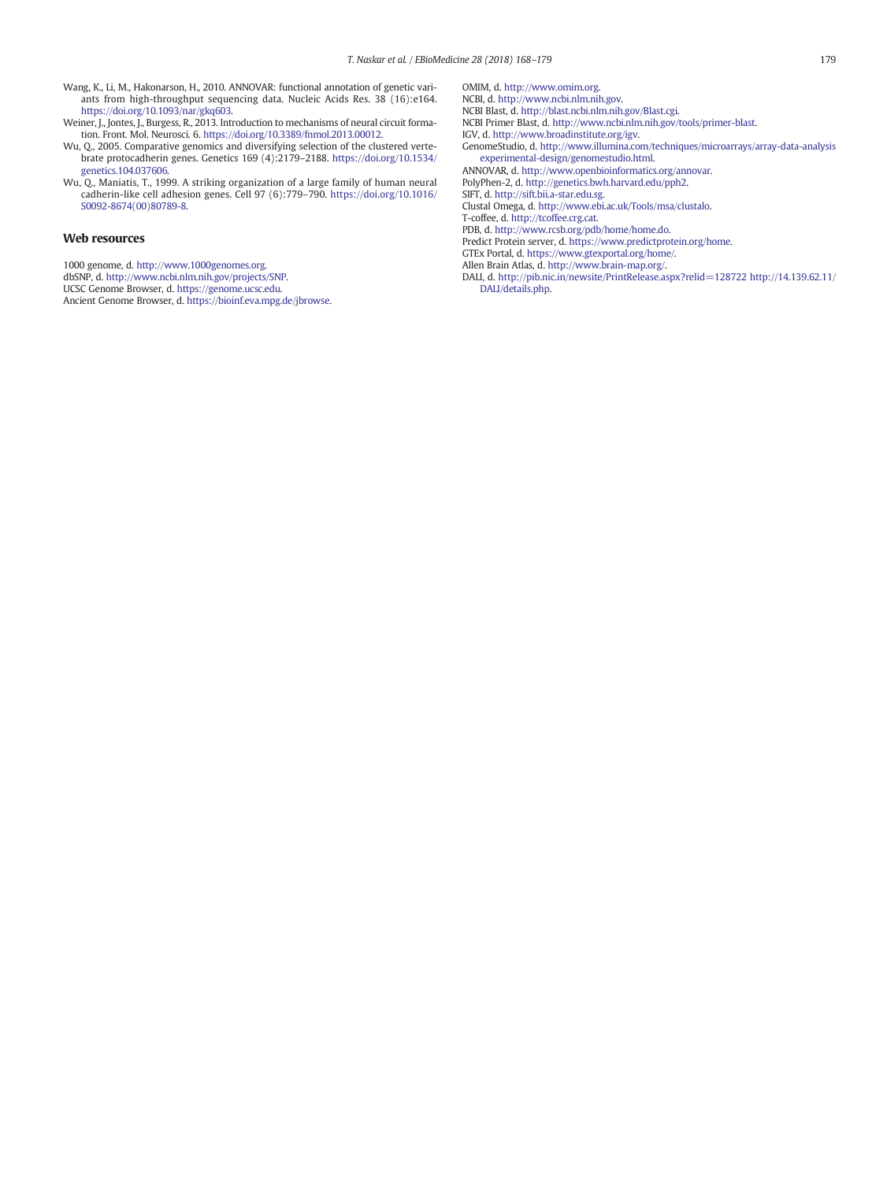Wang, K., Li, M., Hakonarson, H., 2010. ANNOVAR: functional annotation of genetic variants from high-throughput sequencing data. Nucleic Acids Res. 38 (16):e164. https://doi.org/10.1093/nar/gkq603.

Weiner, J., Jontes, J., Burgess, R., 2013. Introduction to mechanisms of neural circuit formation. Front. Mol. Neurosci. 6. https://doi.org/10.3389/fnmol.2013.00012.

Wu, Q., 2005. Comparative genomics and diversifying selection of the clustered vertebrate protocadherin genes. Genetics 169 (4):2179–2188. https://doi.org/10.1534/genetics.104.037606.

Wu, Q., Maniatis, T., 1999. A striking organization of a large family of human neural cadherin-like cell adhesion genes. Cell 97 (6):779–790. https://doi.org/10.1016/S0092-8674(00)80789-8.

## Web resources

1000 genome, d. http://www.1000genomes.org.
dbSNP, d. http://www.ncbi.nlm.nih.gov/projects/SNP.
UCSC Genome Browser, d. https://genome.ucsc.edu.
Ancient Genome Browser, d. https://bioinf.eva.mpg.de/jbrowse.
OMIM, d. http://www.omim.org.
NCBI, d. http://www.ncbi.nlm.nih.gov.
NCBI Blast, d. http://blast.ncbi.nlm.nih.gov/Blast.cgi.
NCBI Primer Blast, d. http://www.ncbi.nlm.nih.gov/tools/primer-blast.
IGV, d. http://www.broadinstitute.org/igv.
GenomeStudio, d. http://www.illumina.com/techniques/microarrays/array-data-analysis experimental-design/genomestudio.html.
ANNOVAR, d. http://www.openbioinformatics.org/annovar.
PolyPhen-2, d. http://genetics.bwh.harvard.edu/pph2.
SIFT, d. http://sift.bii.a-star.edu.sg.
Clustal Omega, d. http://www.ebi.ac.uk/Tools/msa/clustalo.
T-coffee, d. http://tcoffee.crg.cat.
PDB, d. http://www.rcsb.org/pdb/home/home.do.
Predict Protein server, d. https://www.predictprotein.org/home.
GTEx Portal, d. https://www.gtexportal.org/home/.
Allen Brain Atlas, d. http://www.brain-map.org/.
DALI, d. http://pib.nic.in/newsite/PrintRelease.aspx?relid=128722 http://14.139.62.11/DALI/details.php.